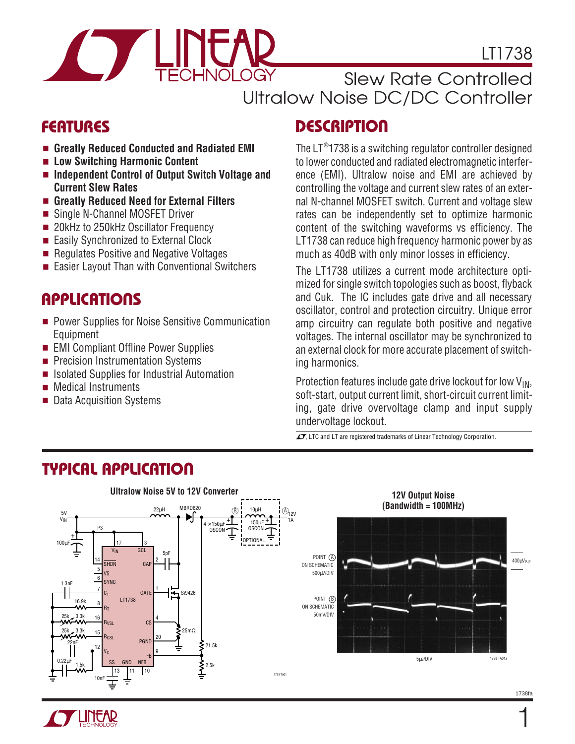# LT1738

## Slew Rate Controlled Ultralow Noise DC/DC Controller

## FEATURES

- **Greatly Reduced Conducted and Radiated EMI**
- **Low Switching Harmonic Content**
- **Independent Control of Output Switch Voltage and Current Slew Rates**
- **Greatly Reduced Need for External Filters**
- Single N-Channel MOSFET Driver
- 20kHz to 250kHz Oscillator Frequency
- Easily Synchronized to External Clock
- Regulates Positive and Negative Voltages
- Easier Layout Than with Conventional Switchers

## APPLICATIONS

- Power Supplies for Noise Sensitive Communication Equipment
- EMI Compliant Offline Power Supplies
- Precision Instrumentation Systems
- Isolated Supplies for Industrial Automation
- Medical Instruments
- Data Acquisition Systems

## DESCRIPTION

The LT®1738 is a switching regulator controller designed to lower conducted and radiated electromagnetic interference (EMI). Ultralow noise and EMI are achieved by controlling the voltage and current slew rates of an external N-channel MOSFET switch. Current and voltage slew rates can be independently set to optimize harmonic content of the switching waveforms vs efficiency. The LT1738 can reduce high frequency harmonic power by as much as 40dB with only minor losses in efficiency.

The LT1738 utilizes a current mode architecture optimized for single switch topologies such as boost, flyback and Cuk. The IC includes gate drive and all necessary oscillator, control and protection circuitry. Unique error amp circuitry can regulate both positive and negative voltages. The internal oscillator may be synchronized to an external clock for more accurate placement of switching harmonics.

Protection features include gate drive lockout for low $V_{IN}$, soft-start, output current limit, short-circuit current limiting, gate drive overvoltage clamp and input supply undervoltage lockout.

LT, LTC and LT are registered trademarks of Linear Technology Corporation.

## TYPICAL APPLICATION

**Ultralow Noise 5V to 12V Converter**

5V $V_{IN}$
100µF
22µH
MBRD620
4 ×150µF OSCON
10µH
150µF OSCON
OPTIONAL
12V 1A
P3
17 $V_{IN}$
3 GCL
14 SHDN
5 V5
6 SYNC
7 $C_T$
8 $R_T$
16 $R_{VSL}$
15 $R_{CSL}$
12 $V_C$
2 CAP
1 GATE
4 CS
20 PGND
9 FB
13 SS
11 GND
10 NFB
LT1738
5pF
Si9426
25mΩ
21.5k
2.5k
1.3nF
16.9k
25k
3.3k
25k
3.3k
22nF
0.22µF
1.5k
10nF
1738 TA01

**12V Output Noise (Bandwidth = 100MHz)**

POINT A ON SCHEMATIC 500µV/DIV
POINT B ON SCHEMATIC 50mV/DIV
400µV$_{P-P}$
5µs/DIV
1738 TA01a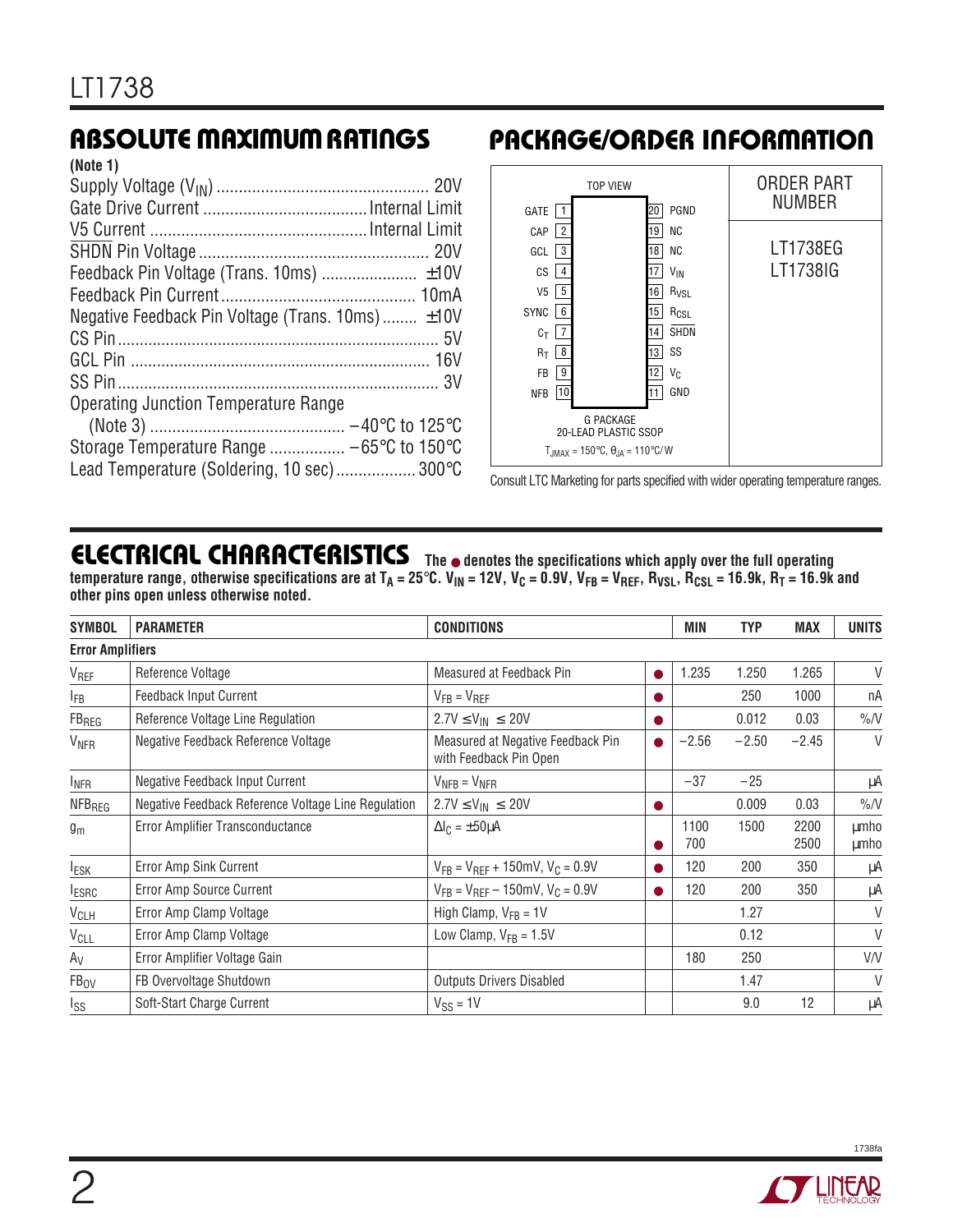## ABSOLUTE MAXIMUM RATINGS

(Note 1)

Supply Voltage ($V_{IN}$) ............................................ 20V
Gate Drive Current ..................................... Internal Limit
V5 Current ................................................ Internal Limit
SHDN Pin Voltage ................................................... 20V
Feedback Pin Voltage (Trans. 10ms) ..................... ±10V
Feedback Pin Current ........................................... 10mA
Negative Feedback Pin Voltage (Trans. 10ms) ........ ±10V
CS Pin ......................................................................... 5V
GCL Pin .................................................................... 16V
SS Pin ......................................................................... 3V
Operating Junction Temperature Range
(Note 3) ............................................ –40°C to 125°C
Storage Temperature Range ................. –65°C to 150°C
Lead Temperature (Soldering, 10 sec) .................. 300°C

## PACKAGE/ORDER INFORMATION

TOP VIEW

| Pin | Name | Pin | Name |
|---|---|---|---|
| 1 | GATE | 20 | PGND |
| 2 | CAP | 19 | NC |
| 3 | GCL | 18 | NC |
| 4 | CS | 17 | $V_{IN}$ |
| 5 | V5 | 16 | $R_{VSL}$ |
| 6 | SYNC | 15 | $R_{CSL}$ |
| 7 | $C_T$ | 14 | SHDN |
| 8 | $R_T$ | 13 | SS |
| 9 | FB | 12 | $V_C$ |
| 10 | NFB | 11 | GND |

G PACKAGE
20-LEAD PLASTIC SSOP

$T_{JMAX} = 150°C$, $\theta_{JA} = 110°C/W$

ORDER PART NUMBER

LT1738EG
LT1738IG

Consult LTC Marketing for parts specified with wider operating temperature ranges.

## ELECTRICAL CHARACTERISTICS

The ● denotes the specifications which apply over the full operating temperature range, otherwise specifications are at $T_A = 25°C$. $V_{IN} = 12V$, $V_C = 0.9V$, $V_{FB} = V_{REF}$, $R_{VSL}$, $R_{CSL} = 16.9k$, $R_T = 16.9k$ and other pins open unless otherwise noted.

| SYMBOL | PARAMETER | CONDITIONS | | MIN | TYP | MAX | UNITS |
|---|---|---|---|---|---|---|---|
| **Error Amplifiers** | | | | | | | |
| $V_{REF}$ | Reference Voltage | Measured at Feedback Pin | ● | 1.235 | 1.250 | 1.265 | V |
| $I_{FB}$ | Feedback Input Current | $V_{FB} = V_{REF}$ | ● | | 250 | 1000 | nA |
| $FB_{REG}$ | Reference Voltage Line Regulation | $2.7V \le V_{IN} \le 20V$ | ● | | 0.012 | 0.03 | %/V |
| $V_{NFR}$ | Negative Feedback Reference Voltage | Measured at Negative Feedback Pin with Feedback Pin Open | ● | –2.56 | –2.50 | –2.45 | V |
| $I_{NFR}$ | Negative Feedback Input Current | $V_{NFB} = V_{NFR}$ | | –37 | –25 | | µA |
| $NFB_{REG}$ | Negative Feedback Reference Voltage Line Regulation | $2.7V \le V_{IN} \le 20V$ | ● | | 0.009 | 0.03 | %/V |
| $g_m$ | Error Amplifier Transconductance | $\Delta I_C = \pm 50µA$ | <br>● | 1100<br>700 | 1500 | 2200<br>2500 | µmho<br>µmho |
| $I_{ESK}$ | Error Amp Sink Current | $V_{FB} = V_{REF} + 150mV$, $V_C = 0.9V$ | ● | 120 | 200 | 350 | µA |
| $I_{ESRC}$ | Error Amp Source Current | $V_{FB} = V_{REF} – 150mV$, $V_C = 0.9V$ | ● | 120 | 200 | 350 | µA |
| $V_{CLH}$ | Error Amp Clamp Voltage | High Clamp, $V_{FB} = 1V$ | | | 1.27 | | V |
| $V_{CLL}$ | Error Amp Clamp Voltage | Low Clamp, $V_{FB} = 1.5V$ | | | 0.12 | | V |
| $A_V$ | Error Amplifier Voltage Gain | | | 180 | 250 | | V/V |
| $FB_{OV}$ | FB Overvoltage Shutdown | Outputs Drivers Disabled | | | 1.47 | | V |
| $I_{SS}$ | Soft-Start Charge Current | $V_{SS} = 1V$ | | | 9.0 | 12 | µA |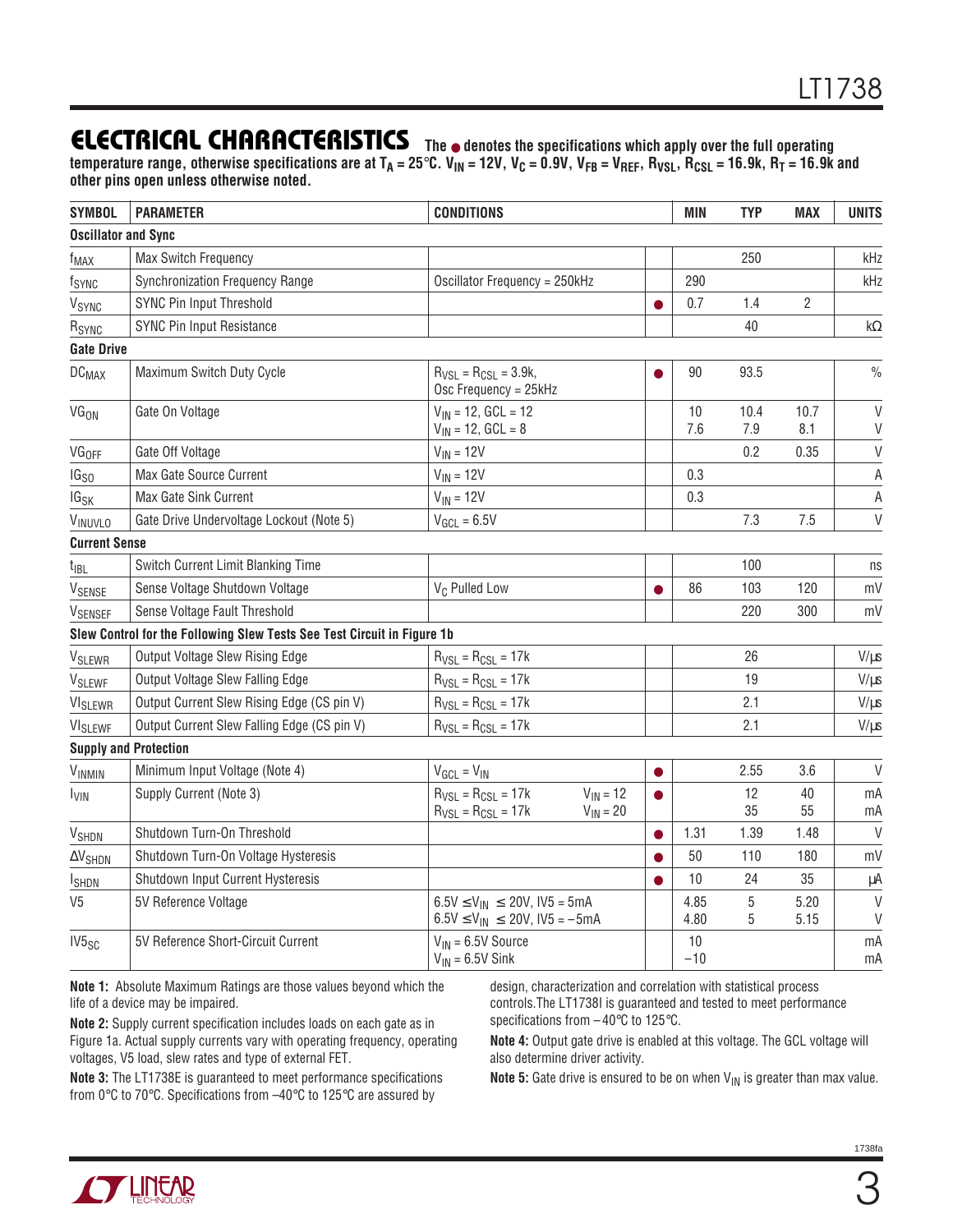## ELECTRICAL CHARACTERISTICS

**The ● denotes the specifications which apply over the full operating temperature range, otherwise specifications are at $T_A$ = 25°C. $V_{IN}$ = 12V, $V_C$ = 0.9V, $V_{FB}$ = $V_{REF}$, $R_{VSL}$, $R_{CSL}$ = 16.9k, $R_T$ = 16.9k and other pins open unless otherwise noted.**

| SYMBOL | PARAMETER | CONDITIONS | | MIN | TYP | MAX | UNITS |
|---|---|---|---|---|---|---|---|
| **Oscillator and Sync** | | | | | | | |
| $f_{MAX}$ | Max Switch Frequency | | | | 250 | | kHz |
| $f_{SYNC}$ | Synchronization Frequency Range | Oscillator Frequency = 250kHz | | 290 | | | kHz |
| $V_{SYNC}$ | SYNC Pin Input Threshold | | ● | 0.7 | 1.4 | 2 | |
| $R_{SYNC}$ | SYNC Pin Input Resistance | | | | 40 | | kΩ |
| **Gate Drive** | | | | | | | |
| $DC_{MAX}$ | Maximum Switch Duty Cycle | $R_{VSL}$ = $R_{CSL}$ = 3.9k, Osc Frequency = 25kHz | ● | 90 | 93.5 | | % |
| $VG_{ON}$ | Gate On Voltage | $V_{IN}$ = 12, GCL = 12<br>$V_{IN}$ = 12, GCL = 8 | | 10<br>7.6 | 10.4<br>7.9 | 10.7<br>8.1 | V<br>V |
| $VG_{OFF}$ | Gate Off Voltage | $V_{IN}$ = 12V | | | 0.2 | 0.35 | V |
| $IG_{SO}$ | Max Gate Source Current | $V_{IN}$ = 12V | | 0.3 | | | A |
| $IG_{SK}$ | Max Gate Sink Current | $V_{IN}$ = 12V | | 0.3 | | | A |
| $V_{INUVLO}$ | Gate Drive Undervoltage Lockout (Note 5) | $V_{GCL}$ = 6.5V | | | 7.3 | 7.5 | V |
| **Current Sense** | | | | | | | |
| $t_{IBL}$ | Switch Current Limit Blanking Time | | | | 100 | | ns |
| $V_{SENSE}$ | Sense Voltage Shutdown Voltage | $V_C$ Pulled Low | ● | 86 | 103 | 120 | mV |
| $V_{SENSEF}$ | Sense Voltage Fault Threshold | | | | 220 | 300 | mV |
| **Slew Control for the Following Slew Tests See Test Circuit in Figure 1b** | | | | | | | |
| $V_{SLEWR}$ | Output Voltage Slew Rising Edge | $R_{VSL}$ = $R_{CSL}$ = 17k | | | 26 | | V/µs |
| $V_{SLEWF}$ | Output Voltage Slew Falling Edge | $R_{VSL}$ = $R_{CSL}$ = 17k | | | 19 | | V/µs |
| $VI_{SLEWR}$ | Output Current Slew Rising Edge (CS pin V) | $R_{VSL}$ = $R_{CSL}$ = 17k | | | 2.1 | | V/µs |
| $VI_{SLEWF}$ | Output Current Slew Falling Edge (CS pin V) | $R_{VSL}$ = $R_{CSL}$ = 17k | | | 2.1 | | V/µs |
| **Supply and Protection** | | | | | | | |
| $V_{INMIN}$ | Minimum Input Voltage (Note 4) | $V_{GCL}$ = $V_{IN}$ | ● | | 2.55 | 3.6 | V |
| $I_{VIN}$ | Supply Current (Note 3) | $R_{VSL}$ = $R_{CSL}$ = 17k, $V_{IN}$ = 12<br>$R_{VSL}$ = $R_{CSL}$ = 17k, $V_{IN}$ = 20 | ● | | 12<br>35 | 40<br>55 | mA<br>mA |
| $V_{SHDN}$ | Shutdown Turn-On Threshold | | ● | 1.31 | 1.39 | 1.48 | V |
| $\Delta V_{SHDN}$ | Shutdown Turn-On Voltage Hysteresis | | ● | 50 | 110 | 180 | mV |
| $I_{SHDN}$ | Shutdown Input Current Hysteresis | | ● | 10 | 24 | 35 | µA |
| V5 | 5V Reference Voltage | 6.5V ≤ $V_{IN}$ ≤ 20V, IV5 = 5mA<br>6.5V ≤ $V_{IN}$ ≤ 20V, IV5 = –5mA | | 4.85<br>4.80 | 5<br>5 | 5.20<br>5.15 | V<br>V |
| $IV5_{SC}$ | 5V Reference Short-Circuit Current | $V_{IN}$ = 6.5V Source<br>$V_{IN}$ = 6.5V Sink | | 10<br>–10 | | | mA<br>mA |

**Note 1:** Absolute Maximum Ratings are those values beyond which the life of a device may be impaired.

**Note 2:** Supply current specification includes loads on each gate as in Figure 1a. Actual supply currents vary with operating frequency, operating voltages, V5 load, slew rates and type of external FET.

**Note 3:** The LT1738E is guaranteed to meet performance specifications from 0°C to 70°C. Specifications from –40°C to 125°C are assured by design, characterization and correlation with statistical process controls. The LT1738I is guaranteed and tested to meet performance specifications from –40°C to 125°C.

**Note 4:** Output gate drive is enabled at this voltage. The GCL voltage will also determine driver activity.

**Note 5:** Gate drive is ensured to be on when $V_{IN}$ is greater than max value.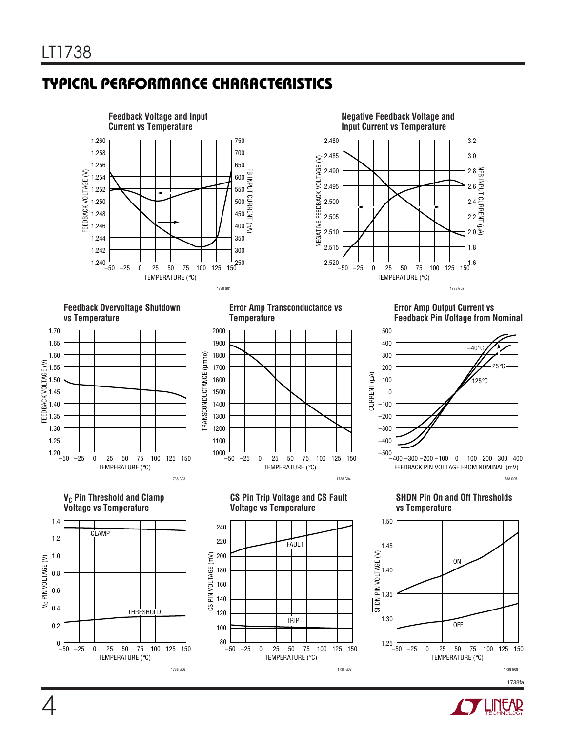## TYPICAL PERFORMANCE CHARACTERISTICS

**Feedback Voltage and Input Current vs Temperature**

FEEDBACK VOLTAGE (V)
1.260
1.258
1.256
1.254
1.252
1.250
1.248
1.246
1.244
1.242
1.240

FB INPUT CURRENT (nA)
750
700
650
600
550
500
450
400
350
300
250

–50 –25 0 25 50 75 100 125 150
TEMPERATURE (°C)

1738 G01

**Negative Feedback Voltage and Input Current vs Temperature**

NEGATIVE FEEDBACK VOLTAGE (V)
2.480
2.485
2.490
2.495
2.500
2.505
2.510
2.515
2.520

NFB INPUT CURRENT (μA)
3.2
3.0
2.8
2.6
2.4
2.2
2.0
1.8
1.6

–50 –25 0 25 50 75 100 125 150
TEMPERATURE (°C)

1738 G02

**Feedback Overvoltage Shutdown vs Temperature**

FEEDBACK VOLTAGE (V)
1.70
1.65
1.60
1.55
1.50
1.45
1.40
1.35
1.30
1.25
1.20

–50 –25 0 25 50 75 100 125 150
TEMPERATURE (°C)

1738 G03

**Error Amp Transconductance vs Temperature**

TRANSCONDUCTANCE (μmho)
2000
1900
1800
1700
1600
1500
1400
1300
1200
1100
1000

–50 –25 0 25 50 75 100 125 150
TEMPERATURE (°C)

1738 G04

**Error Amp Output Current vs Feedback Pin Voltage from Nominal**

CURRENT (μA)
500
400
300
200
100
0
–100
–200
–300
–400
–500

–40°C
25°C
125°C

–400 –300 –200 –100 0 100 200 300 400
FEEDBACK PIN VOLTAGE FROM NOMINAL (mV)

1738 G05

**$V_C$ Pin Threshold and Clamp Voltage vs Temperature**

$V_C$ PIN VOLTAGE (V)
1.4
1.2
1.0
0.8
0.6
0.4
0.2
0

CLAMP
THRESHOLD

–50 –25 0 25 50 75 100 125 150
TEMPERATURE (°C)

1738 G06

**CS Pin Trip Voltage and CS Fault Voltage vs Temperature**

CS PIN VOLTAGE (mV)
240
220
200
180
160
140
120
100
80

FAULT
TRIP

–50 –25 0 25 50 75 100 125 150
TEMPERATURE (°C)

1738 G07

**$\overline{SHDN}$ Pin On and Off Thresholds vs Temperature**

$\overline{SHDN}$ PIN VOLTAGE (V)
1.50
1.45
1.40
1.35
1.30
1.25

ON
OFF

–50 –25 0 25 50 75 100 125 150
TEMPERATURE (°C)

1738 G08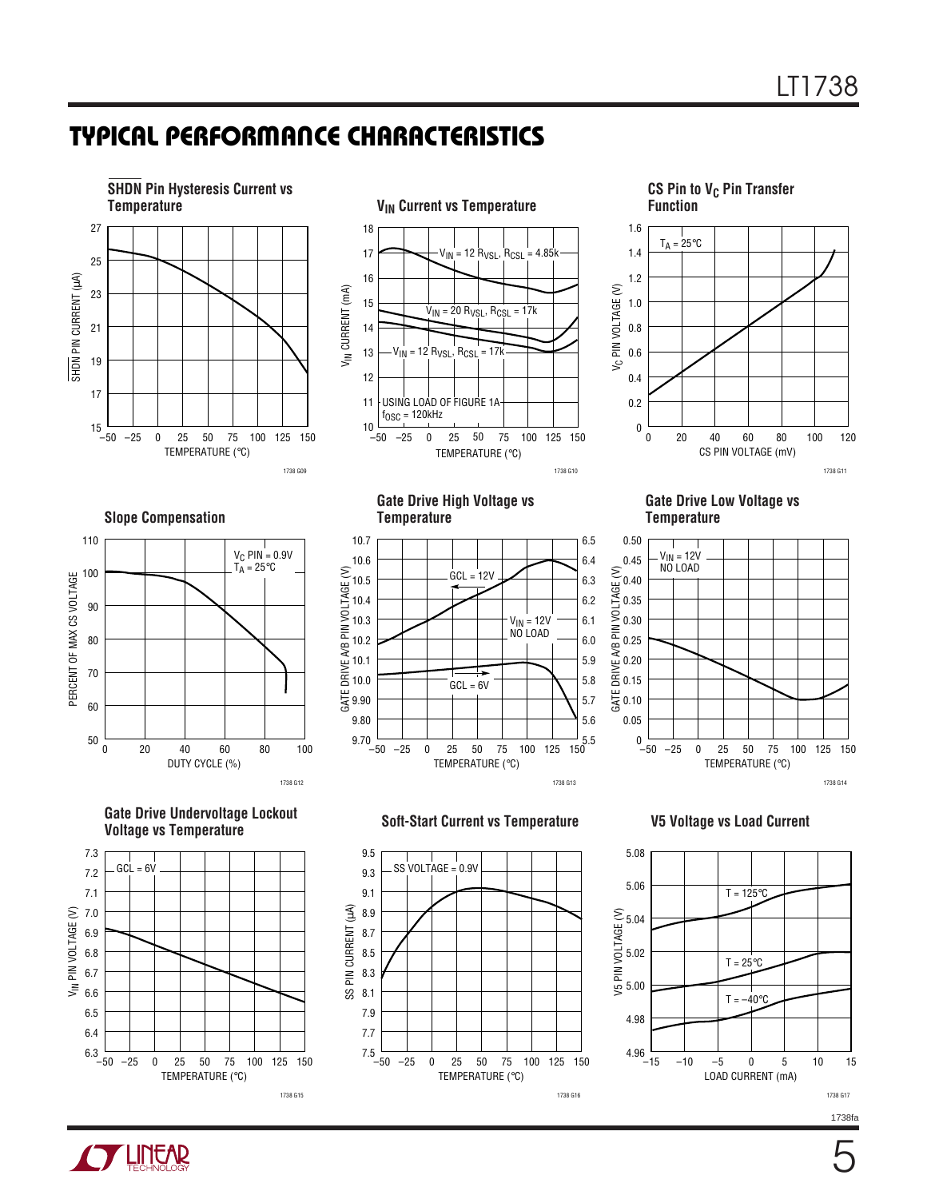## TYPICAL PERFORMANCE CHARACTERISTICS

**$\overline{SHDN}$ Pin Hysteresis Current vs Temperature**

$\overline{SHDN}$ PIN CURRENT (μA)
27
25
23
21
19
17
15
−50 −25 0 25 50 75 100 125 150
TEMPERATURE (°C)
1738 G09

**$V_{IN}$ Current vs Temperature**

$V_{IN}$ CURRENT (mA)
18
17
16
15
14
13
12
11
10
$V_{IN}$ = 12 $R_{VSL}$, $R_{CSL}$ = 4.85k
$V_{IN}$ = 20 $R_{VSL}$, $R_{CSL}$ = 17k
$V_{IN}$ = 12 $R_{VSL}$, $R_{CSL}$ = 17k
USING LOAD OF FIGURE 1A
$f_{OSC}$ = 120kHz
−50 −25 0 25 50 75 100 125 150
TEMPERATURE (°C)
1738 G10

**CS Pin to $V_C$ Pin Transfer Function**

$V_C$ PIN VOLTAGE (V)
1.6
1.4
1.2
1.0
0.8
0.6
0.4
0.2
0
$T_A$ = 25°C
0 20 40 60 80 100 120
CS PIN VOLTAGE (mV)
1738 G11

**Slope Compensation**

PERCENT OF MAX CS VOLTAGE
110
100
90
80
70
60
50
$V_C$ PIN = 0.9V
$T_A$ = 25°C
0 20 40 60 80 100
DUTY CYCLE (%)
1738 G12

**Gate Drive High Voltage vs Temperature**

GATE DRIVE A/B PIN VOLTAGE (V)
10.7
10.6
10.5
10.4
10.3
10.2
10.1
10.0
9.90
9.80
9.70
6.5
6.4
6.3
6.2
6.1
6.0
5.9
5.8
5.7
5.6
5.5
GCL = 12V
$V_{IN}$ = 12V
NO LOAD
GCL = 6V
−50 −25 0 25 50 75 100 125 150
TEMPERATURE (°C)
1738 G13

**Gate Drive Low Voltage vs Temperature**

GATE DRIVE A/B PIN VOLTAGE (V)
0.50
0.45
0.40
0.35
0.30
0.25
0.20
0.15
0.10
0.05
0
$V_{IN}$ = 12V
NO LOAD
−50 −25 0 25 50 75 100 125 150
TEMPERATURE (°C)
1738 G14

**Gate Drive Undervoltage Lockout Voltage vs Temperature**

$V_{IN}$ PIN VOLTAGE (V)
7.3
7.2
7.1
7.0
6.9
6.8
6.7
6.6
6.5
6.4
6.3
GCL = 6V
−50 −25 0 25 50 75 100 125 150
TEMPERATURE (°C)
1738 G15

**Soft-Start Current vs Temperature**

SS PIN CURRENT (μA)
9.5
9.3
9.1
8.9
8.7
8.5
8.3
8.1
7.9
7.7
7.5
SS VOLTAGE = 0.9V
−50 −25 0 25 50 75 100 125 150
TEMPERATURE (°C)
1738 G16

**V5 Voltage vs Load Current**

V5 PIN VOLTAGE (V)
5.08
5.06
5.04
5.02
5.00
4.98
4.96
T = 125°C
T = 25°C
T = −40°C
−15 −10 −5 0 5 10 15
LOAD CURRENT (mA)
1738 G17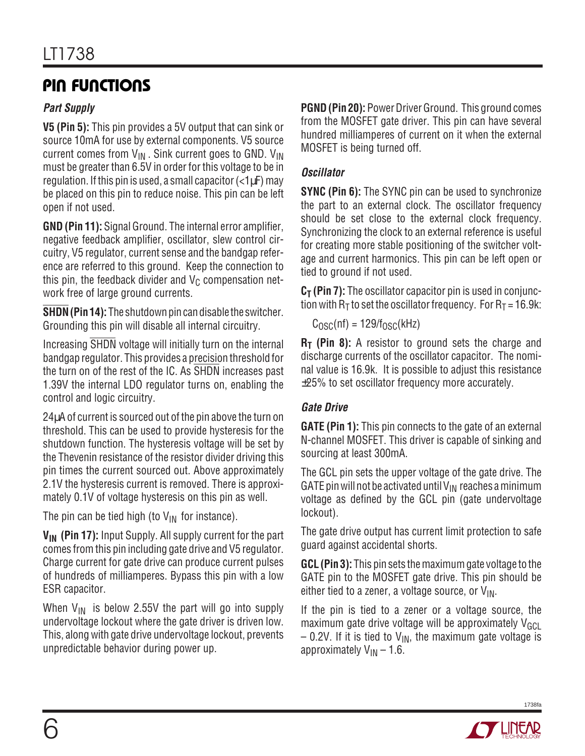## PIN FUNCTIONS

### *Part Supply*

**V5 (Pin 5):** This pin provides a 5V output that can sink or source 10mA for use by external components. V5 source current comes from $V_{IN}$. Sink current goes to GND. $V_{IN}$ must be greater than 6.5V in order for this voltage to be in regulation. If this pin is used, a small capacitor (<1µF) may be placed on this pin to reduce noise. This pin can be left open if not used.

**GND (Pin 11):** Signal Ground. The internal error amplifier, negative feedback amplifier, oscillator, slew control circuitry, V5 regulator, current sense and the bandgap reference are referred to this ground. Keep the connection to this pin, the feedback divider and $V_C$ compensation network free of large ground currents.

**$\overline{SHDN}$ (Pin 14):** The shutdown pin can disable the switcher. Grounding this pin will disable all internal circuitry.

Increasing $\overline{SHDN}$ voltage will initially turn on the internal bandgap regulator. This provides a precision threshold for the turn on of the rest of the IC. As $\overline{SHDN}$ increases past 1.39V the internal LDO regulator turns on, enabling the control and logic circuitry.

24µA of current is sourced out of the pin above the turn on threshold. This can be used to provide hysteresis for the shutdown function. The hysteresis voltage will be set by the Thevenin resistance of the resistor divider driving this pin times the current sourced out. Above approximately 2.1V the hysteresis current is removed. There is approximately 0.1V of voltage hysteresis on this pin as well.

The pin can be tied high (to $V_{IN}$ for instance).

**$V_{IN}$ (Pin 17):** Input Supply. All supply current for the part comes from this pin including gate drive and V5 regulator. Charge current for gate drive can produce current pulses of hundreds of milliamperes. Bypass this pin with a low ESR capacitor.

When $V_{IN}$ is below 2.55V the part will go into supply undervoltage lockout where the gate driver is driven low. This, along with gate drive undervoltage lockout, prevents unpredictable behavior during power up.

**PGND (Pin 20):** Power Driver Ground. This ground comes from the MOSFET gate driver. This pin can have several hundred milliamperes of current on it when the external MOSFET is being turned off.

### *Oscillator*

**SYNC (Pin 6):** The SYNC pin can be used to synchronize the part to an external clock. The oscillator frequency should be set close to the external clock frequency. Synchronizing the clock to an external reference is useful for creating more stable positioning of the switcher voltage and current harmonics. This pin can be left open or tied to ground if not used.

**$C_T$ (Pin 7):** The oscillator capacitor pin is used in conjunction with $R_T$ to set the oscillator frequency. For $R_T$ = 16.9k:

$C_{OSC}(nf) = 129/f_{OSC}(kHz)$

**$R_T$ (Pin 8):** A resistor to ground sets the charge and discharge currents of the oscillator capacitor. The nominal value is 16.9k. It is possible to adjust this resistance ±25% to set oscillator frequency more accurately.

### *Gate Drive*

**GATE (Pin 1):** This pin connects to the gate of an external N-channel MOSFET. This driver is capable of sinking and sourcing at least 300mA.

The GCL pin sets the upper voltage of the gate drive. The GATE pin will not be activated until $V_{IN}$ reaches a minimum voltage as defined by the GCL pin (gate undervoltage lockout).

The gate drive output has current limit protection to safe guard against accidental shorts.

**GCL (Pin 3):** This pin sets the maximum gate voltage to the GATE pin to the MOSFET gate drive. This pin should be either tied to a zener, a voltage source, or $V_{IN}$.

If the pin is tied to a zener or a voltage source, the maximum gate drive voltage will be approximately $V_{GCL}$ – 0.2V. If it is tied to $V_{IN}$, the maximum gate voltage is approximately $V_{IN}$ – 1.6.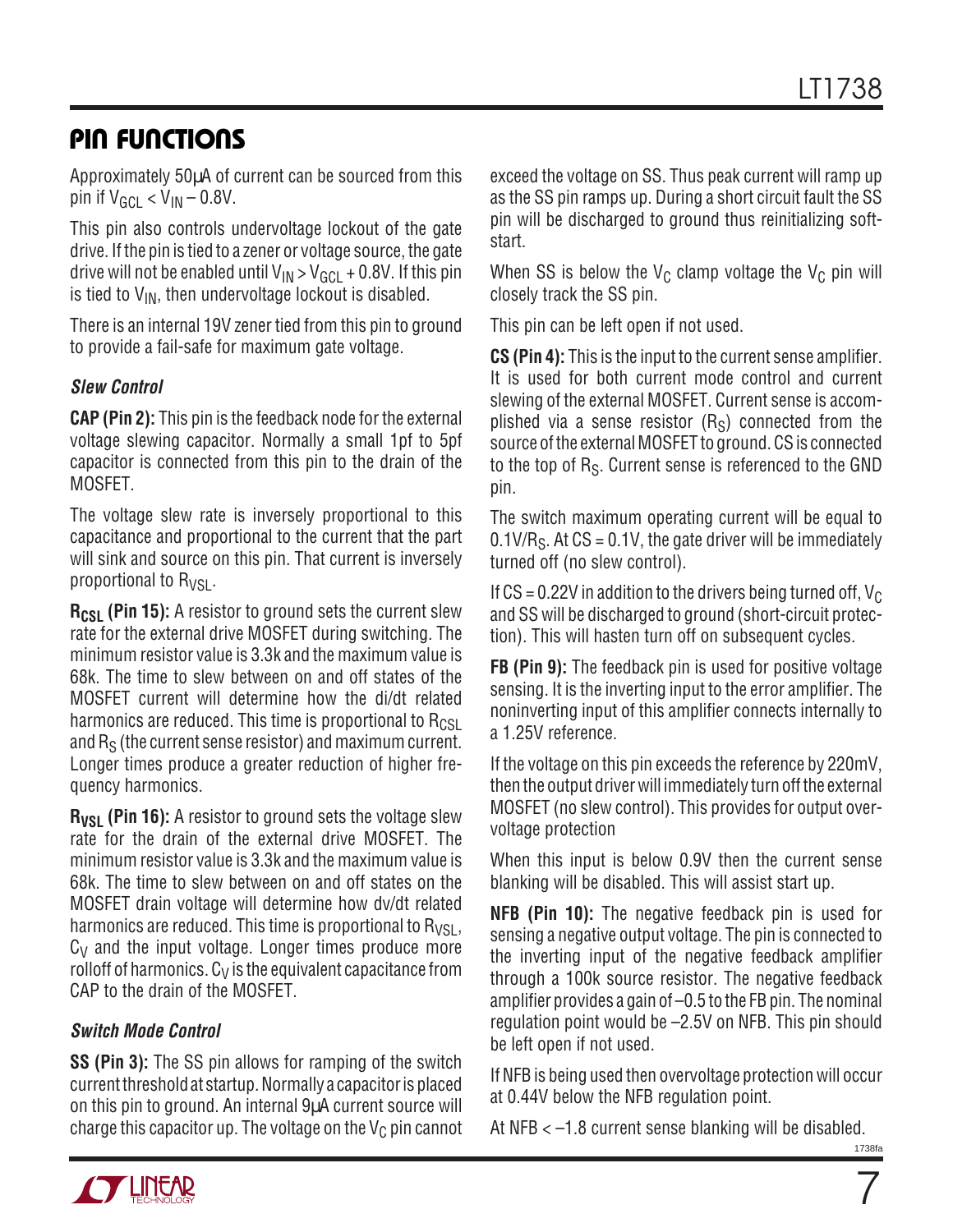## PIN FUNCTIONS

Approximately 50μA of current can be sourced from this pin if $V_{GCL} < V_{IN} – 0.8V$.

This pin also controls undervoltage lockout of the gate drive. If the pin is tied to a zener or voltage source, the gate drive will not be enabled until $V_{IN} > V_{GCL} + 0.8V$. If this pin is tied to $V_{IN}$, then undervoltage lockout is disabled.

There is an internal 19V zener tied from this pin to ground to provide a fail-safe for maximum gate voltage.

### *Slew Control*

**CAP (Pin 2):** This pin is the feedback node for the external voltage slewing capacitor. Normally a small 1pf to 5pf capacitor is connected from this pin to the drain of the MOSFET.

The voltage slew rate is inversely proportional to this capacitance and proportional to the current that the part will sink and source on this pin. That current is inversely proportional to $R_{VSL}$.

**$R_{CSL}$ (Pin 15):** A resistor to ground sets the current slew rate for the external drive MOSFET during switching. The minimum resistor value is 3.3k and the maximum value is 68k. The time to slew between on and off states of the MOSFET current will determine how the di/dt related harmonics are reduced. This time is proportional to $R_{CSL}$ and $R_S$ (the current sense resistor) and maximum current. Longer times produce a greater reduction of higher frequency harmonics.

**$R_{VSL}$ (Pin 16):** A resistor to ground sets the voltage slew rate for the drain of the external drive MOSFET. The minimum resistor value is 3.3k and the maximum value is 68k. The time to slew between on and off states on the MOSFET drain voltage will determine how dv/dt related harmonics are reduced. This time is proportional to $R_{VSL}$, $C_V$ and the input voltage. Longer times produce more rolloff of harmonics. $C_V$ is the equivalent capacitance from CAP to the drain of the MOSFET.

### *Switch Mode Control*

**SS (Pin 3):** The SS pin allows for ramping of the switch current threshold at startup. Normally a capacitor is placed on this pin to ground. An internal 9μA current source will charge this capacitor up. The voltage on the $V_C$ pin cannot exceed the voltage on SS. Thus peak current will ramp up as the SS pin ramps up. During a short circuit fault the SS pin will be discharged to ground thus reinitializing soft-start.

When SS is below the $V_C$ clamp voltage the $V_C$ pin will closely track the SS pin.

This pin can be left open if not used.

**CS (Pin 4):** This is the input to the current sense amplifier. It is used for both current mode control and current slewing of the external MOSFET. Current sense is accomplished via a sense resistor ($R_S$) connected from the source of the external MOSFET to ground. CS is connected to the top of $R_S$. Current sense is referenced to the GND pin.

The switch maximum operating current will be equal to $0.1V/R_S$. At CS = 0.1V, the gate driver will be immediately turned off (no slew control).

If CS = 0.22V in addition to the drivers being turned off, $V_C$ and SS will be discharged to ground (short-circuit protection). This will hasten turn off on subsequent cycles.

**FB (Pin 9):** The feedback pin is used for positive voltage sensing. It is the inverting input to the error amplifier. The noninverting input of this amplifier connects internally to a 1.25V reference.

If the voltage on this pin exceeds the reference by 220mV, then the output driver will immediately turn off the external MOSFET (no slew control). This provides for output overvoltage protection

When this input is below 0.9V then the current sense blanking will be disabled. This will assist start up.

**NFB (Pin 10):** The negative feedback pin is used for sensing a negative output voltage. The pin is connected to the inverting input of the negative feedback amplifier through a 100k source resistor. The negative feedback amplifier provides a gain of –0.5 to the FB pin. The nominal regulation point would be –2.5V on NFB. This pin should be left open if not used.

If NFB is being used then overvoltage protection will occur at 0.44V below the NFB regulation point.

At NFB < –1.8 current sense blanking will be disabled.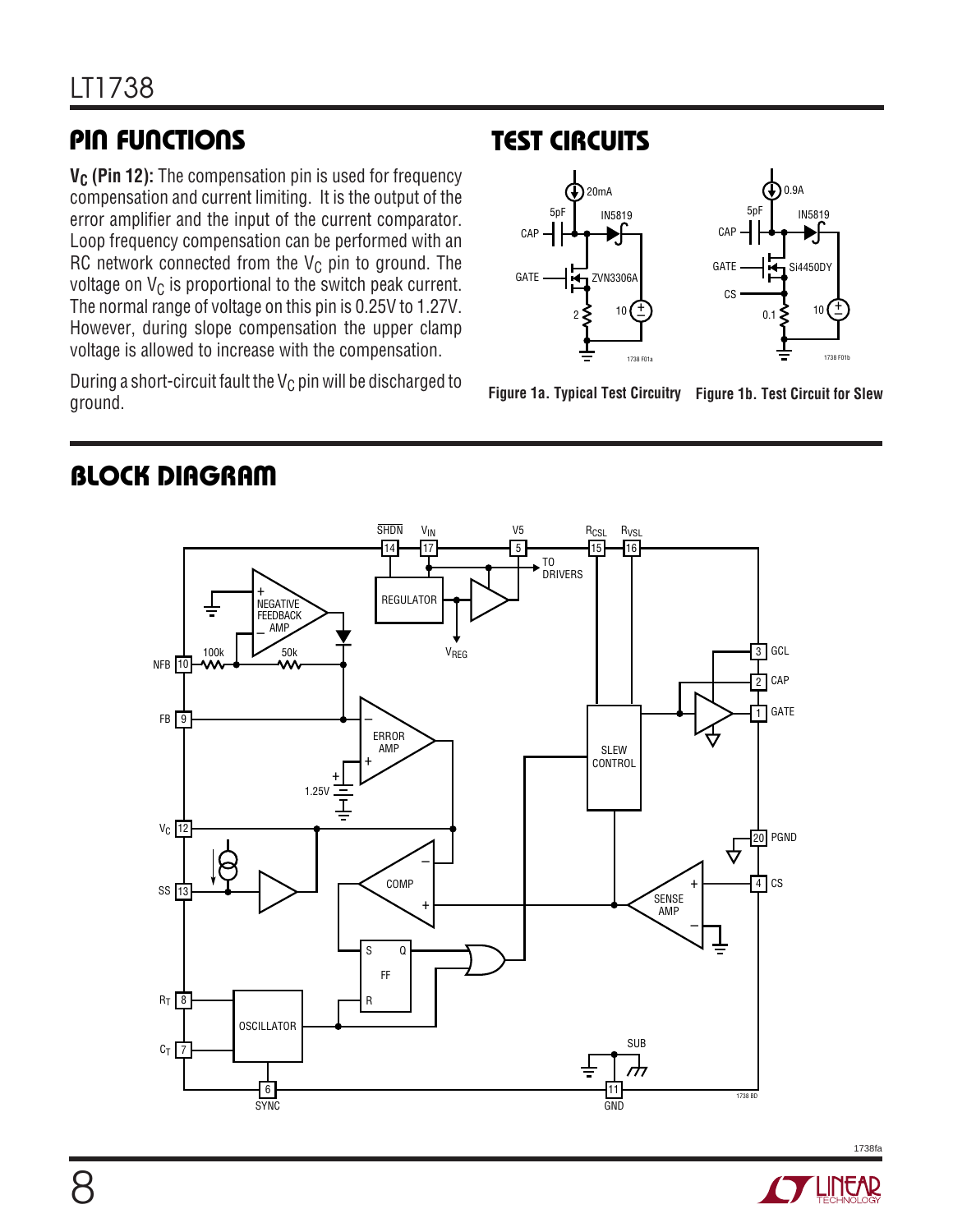## PIN FUNCTIONS

**$V_C$ (Pin 12):** The compensation pin is used for frequency compensation and current limiting. It is the output of the error amplifier and the input of the current comparator. Loop frequency compensation can be performed with an RC network connected from the $V_C$ pin to ground. The voltage on $V_C$ is proportional to the switch peak current. The normal range of voltage on this pin is 0.25V to 1.27V. However, during slope compensation the upper clamp voltage is allowed to increase with the compensation.

During a short-circuit fault the $V_C$ pin will be discharged to ground.

## TEST CIRCUITS

20mA
5pF
CAP
IN5819
GATE
ZVN3306A
2
10
1738 F01a

Figure 1a. Typical Test Circuitry

0.9A
5pF
CAP
IN5819
GATE
Si4450DY
CS
0.1
10
1738 F01b

Figure 1b. Test Circuit for Slew

## BLOCK DIAGRAM

SHDN 14
$V_{IN}$ 17
V5 5
$R_{CSL}$ 15
$R_{VSL}$ 16
TO DRIVERS
REGULATOR
$V_{REG}$
NEGATIVE FEEDBACK AMP
NFB 10
100k
50k
FB 9
ERROR AMP
1.25V
$V_C$ 12
SS 13
COMP
S Q
FF
R
$R_T$ 8
$C_T$ 7
OSCILLATOR
6 SYNC
SLEW CONTROL
3 GCL
2 CAP
1 GATE
20 PGND
4 CS
SENSE AMP
SUB
11 GND
1738 BD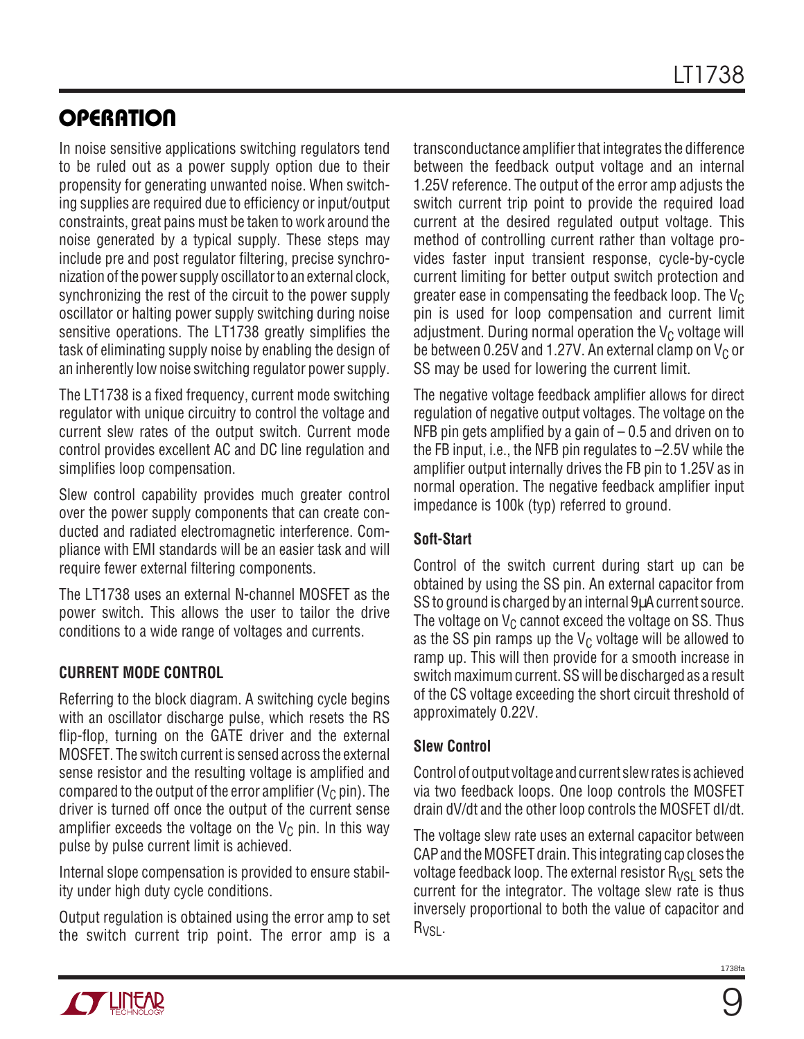# OPERATION

In noise sensitive applications switching regulators tend to be ruled out as a power supply option due to their propensity for generating unwanted noise. When switching supplies are required due to efficiency or input/output constraints, great pains must be taken to work around the noise generated by a typical supply. These steps may include pre and post regulator filtering, precise synchronization of the power supply oscillator to an external clock, synchronizing the rest of the circuit to the power supply oscillator or halting power supply switching during noise sensitive operations. The LT1738 greatly simplifies the task of eliminating supply noise by enabling the design of an inherently low noise switching regulator power supply.

The LT1738 is a fixed frequency, current mode switching regulator with unique circuitry to control the voltage and current slew rates of the output switch. Current mode control provides excellent AC and DC line regulation and simplifies loop compensation.

Slew control capability provides much greater control over the power supply components that can create conducted and radiated electromagnetic interference. Compliance with EMI standards will be an easier task and will require fewer external filtering components.

The LT1738 uses an external N-channel MOSFET as the power switch. This allows the user to tailor the drive conditions to a wide range of voltages and currents.

## CURRENT MODE CONTROL

Referring to the block diagram. A switching cycle begins with an oscillator discharge pulse, which resets the RS flip-flop, turning on the GATE driver and the external MOSFET. The switch current is sensed across the external sense resistor and the resulting voltage is amplified and compared to the output of the error amplifier ($V_C$ pin). The driver is turned off once the output of the current sense amplifier exceeds the voltage on the $V_C$ pin. In this way pulse by pulse current limit is achieved.

Internal slope compensation is provided to ensure stability under high duty cycle conditions.

Output regulation is obtained using the error amp to set the switch current trip point. The error amp is a transconductance amplifier that integrates the difference between the feedback output voltage and an internal 1.25V reference. The output of the error amp adjusts the switch current trip point to provide the required load current at the desired regulated output voltage. This method of controlling current rather than voltage provides faster input transient response, cycle-by-cycle current limiting for better output switch protection and greater ease in compensating the feedback loop. The $V_C$ pin is used for loop compensation and current limit adjustment. During normal operation the $V_C$ voltage will be between 0.25V and 1.27V. An external clamp on $V_C$ or SS may be used for lowering the current limit.

The negative voltage feedback amplifier allows for direct regulation of negative output voltages. The voltage on the NFB pin gets amplified by a gain of – 0.5 and driven on to the FB input, i.e., the NFB pin regulates to –2.5V while the amplifier output internally drives the FB pin to 1.25V as in normal operation. The negative feedback amplifier input impedance is 100k (typ) referred to ground.

### Soft-Start

Control of the switch current during start up can be obtained by using the SS pin. An external capacitor from SS to ground is charged by an internal 9μA current source. The voltage on $V_C$ cannot exceed the voltage on SS. Thus as the SS pin ramps up the $V_C$ voltage will be allowed to ramp up. This will then provide for a smooth increase in switch maximum current. SS will be discharged as a result of the CS voltage exceeding the short circuit threshold of approximately 0.22V.

### Slew Control

Control of output voltage and current slew rates is achieved via two feedback loops. One loop controls the MOSFET drain dV/dt and the other loop controls the MOSFET dI/dt.

The voltage slew rate uses an external capacitor between CAP and the MOSFET drain. This integrating cap closes the voltage feedback loop. The external resistor $R_{VSL}$ sets the current for the integrator. The voltage slew rate is thus inversely proportional to both the value of capacitor and $R_{VSL}$.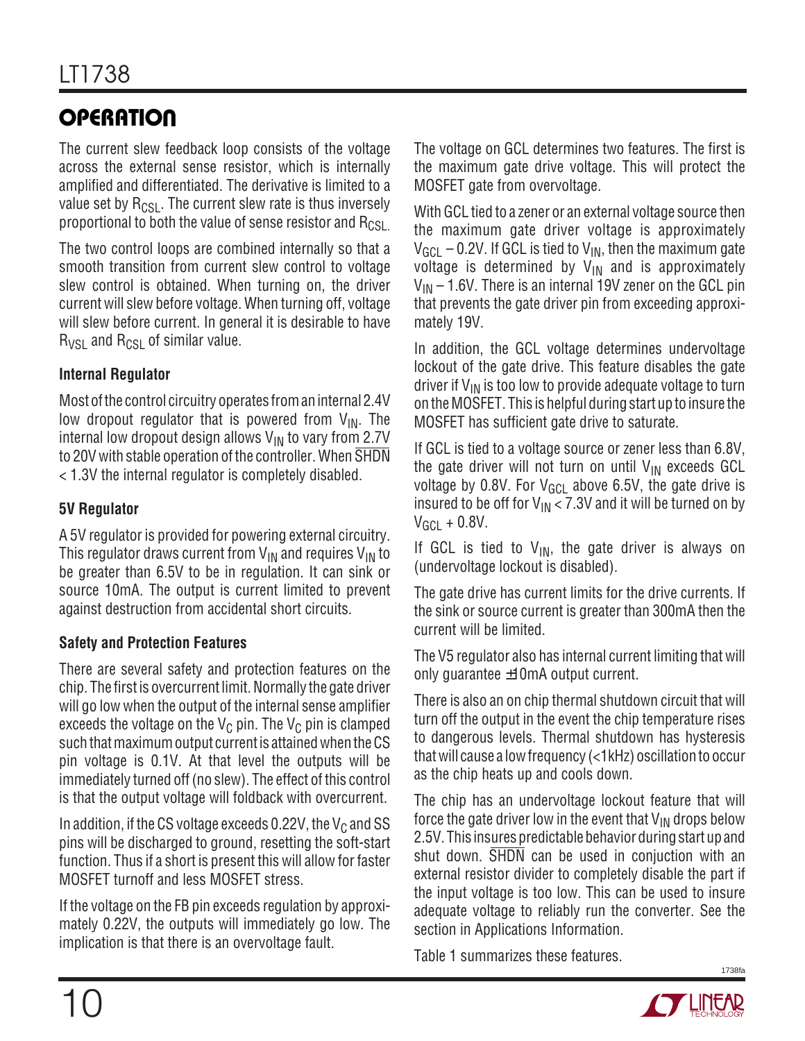## OPERATION

The current slew feedback loop consists of the voltage across the external sense resistor, which is internally amplified and differentiated. The derivative is limited to a value set by $R_{CSL}$. The current slew rate is thus inversely proportional to both the value of sense resistor and $R_{CSL}$.

The two control loops are combined internally so that a smooth transition from current slew control to voltage slew control is obtained. When turning on, the driver current will slew before voltage. When turning off, voltage will slew before current. In general it is desirable to have $R_{VSL}$ and $R_{CSL}$ of similar value.

**Internal Regulator**

Most of the control circuitry operates from an internal 2.4V low dropout regulator that is powered from $V_{IN}$. The internal low dropout design allows $V_{IN}$ to vary from 2.7V to 20V with stable operation of the controller. When $\overline{SHDN}$ < 1.3V the internal regulator is completely disabled.

**5V Regulator**

A 5V regulator is provided for powering external circuitry. This regulator draws current from $V_{IN}$ and requires $V_{IN}$ to be greater than 6.5V to be in regulation. It can sink or source 10mA. The output is current limited to prevent against destruction from accidental short circuits.

**Safety and Protection Features**

There are several safety and protection features on the chip. The first is overcurrent limit. Normally the gate driver will go low when the output of the internal sense amplifier exceeds the voltage on the $V_C$ pin. The $V_C$ pin is clamped such that maximum output current is attained when the CS pin voltage is 0.1V. At that level the outputs will be immediately turned off (no slew). The effect of this control is that the output voltage will foldback with overcurrent.

In addition, if the CS voltage exceeds 0.22V, the $V_C$ and SS pins will be discharged to ground, resetting the soft-start function. Thus if a short is present this will allow for faster MOSFET turnoff and less MOSFET stress.

If the voltage on the FB pin exceeds regulation by approximately 0.22V, the outputs will immediately go low. The implication is that there is an overvoltage fault.

The voltage on GCL determines two features. The first is the maximum gate drive voltage. This will protect the MOSFET gate from overvoltage.

With GCL tied to a zener or an external voltage source then the maximum gate driver voltage is approximately $V_{GCL}$ – 0.2V. If GCL is tied to $V_{IN}$, then the maximum gate voltage is determined by $V_{IN}$ and is approximately $V_{IN}$ – 1.6V. There is an internal 19V zener on the GCL pin that prevents the gate driver pin from exceeding approximately 19V.

In addition, the GCL voltage determines undervoltage lockout of the gate drive. This feature disables the gate driver if $V_{IN}$ is too low to provide adequate voltage to turn on the MOSFET. This is helpful during start up to insure the MOSFET has sufficient gate drive to saturate.

If GCL is tied to a voltage source or zener less than 6.8V, the gate driver will not turn on until $V_{IN}$ exceeds GCL voltage by 0.8V. For $V_{GCL}$ above 6.5V, the gate drive is insured to be off for $V_{IN}$ < 7.3V and it will be turned on by $V_{GCL}$ + 0.8V.

If GCL is tied to $V_{IN}$, the gate driver is always on (undervoltage lockout is disabled).

The gate drive has current limits for the drive currents. If the sink or source current is greater than 300mA then the current will be limited.

The V5 regulator also has internal current limiting that will only guarantee ±10mA output current.

There is also an on chip thermal shutdown circuit that will turn off the output in the event the chip temperature rises to dangerous levels. Thermal shutdown has hysteresis that will cause a low frequency (<1kHz) oscillation to occur as the chip heats up and cools down.

The chip has an undervoltage lockout feature that will force the gate driver low in the event that $V_{IN}$ drops below 2.5V. This insures predictable behavior during start up and shut down. $\overline{SHDN}$ can be used in conjuction with an external resistor divider to completely disable the part if the input voltage is too low. This can be used to insure adequate voltage to reliably run the converter. See the section in Applications Information.

Table 1 summarizes these features.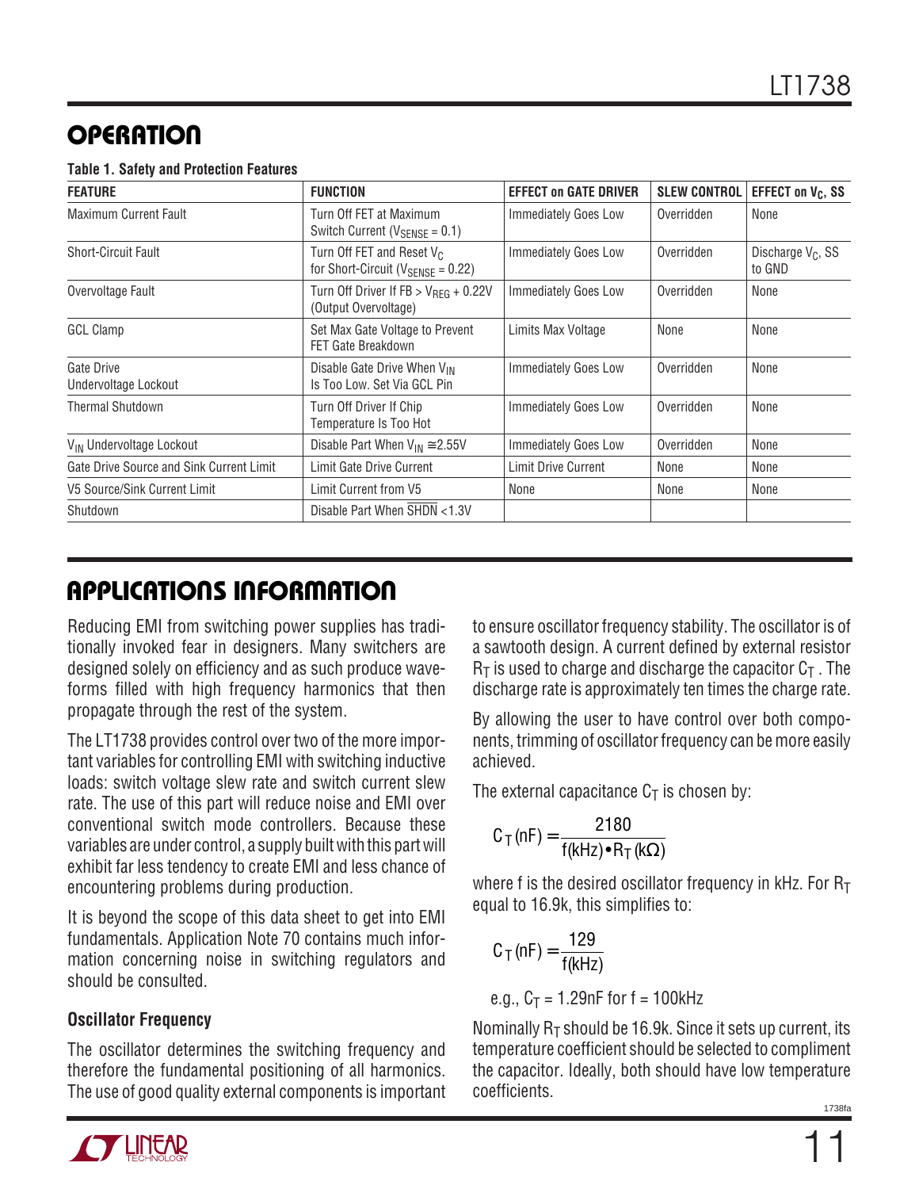## OPERATION

**Table 1. Safety and Protection Features**

| FEATURE | FUNCTION | EFFECT on GATE DRIVER | SLEW CONTROL | EFFECT on $V_C$, SS |
|---|---|---|---|---|
| Maximum Current Fault | Turn Off FET at Maximum Switch Current ($V_{SENSE}$ = 0.1) | Immediately Goes Low | Overridden | None |
| Short-Circuit Fault | Turn Off FET and Reset $V_C$ for Short-Circuit ($V_{SENSE}$ = 0.22) | Immediately Goes Low | Overridden | Discharge $V_C$, SS to GND |
| Overvoltage Fault | Turn Off Driver If FB > $V_{REG}$ + 0.22V (Output Overvoltage) | Immediately Goes Low | Overridden | None |
| GCL Clamp | Set Max Gate Voltage to Prevent FET Gate Breakdown | Limits Max Voltage | None | None |
| Gate Drive Undervoltage Lockout | Disable Gate Drive When $V_{IN}$ Is Too Low. Set Via GCL Pin | Immediately Goes Low | Overridden | None |
| Thermal Shutdown | Turn Off Driver If Chip Temperature Is Too Hot | Immediately Goes Low | Overridden | None |
| $V_{IN}$ Undervoltage Lockout | Disable Part When $V_{IN}$ ≅2.55V | Immediately Goes Low | Overridden | None |
| Gate Drive Source and Sink Current Limit | Limit Gate Drive Current | Limit Drive Current | None | None |
| V5 Source/Sink Current Limit | Limit Current from V5 | None | None | None |
| Shutdown | Disable Part When $\overline{SHDN}$ <1.3V | | | |

## APPLICATIONS INFORMATION

Reducing EMI from switching power supplies has traditionally invoked fear in designers. Many switchers are designed solely on efficiency and as such produce waveforms filled with high frequency harmonics that then propagate through the rest of the system.

The LT1738 provides control over two of the more important variables for controlling EMI with switching inductive loads: switch voltage slew rate and switch current slew rate. The use of this part will reduce noise and EMI over conventional switch mode controllers. Because these variables are under control, a supply built with this part will exhibit far less tendency to create EMI and less chance of encountering problems during production.

It is beyond the scope of this data sheet to get into EMI fundamentals. Application Note 70 contains much information concerning noise in switching regulators and should be consulted.

### Oscillator Frequency

The oscillator determines the switching frequency and therefore the fundamental positioning of all harmonics. The use of good quality external components is important to ensure oscillator frequency stability. The oscillator is of a sawtooth design. A current defined by external resistor $R_T$ is used to charge and discharge the capacitor $C_T$. The discharge rate is approximately ten times the charge rate.

By allowing the user to have control over both components, trimming of oscillator frequency can be more easily achieved.

The external capacitance $C_T$ is chosen by:

$$C_T(\text{nF}) = \frac{2180}{f(\text{kHz}) \bullet R_T(\text{k}\Omega)}$$

where f is the desired oscillator frequency in kHz. For $R_T$ equal to 16.9k, this simplifies to:

$$C_T(\text{nF}) = \frac{129}{f(\text{kHz})}$$

e.g., $C_T$ = 1.29nF for f = 100kHz

Nominally $R_T$ should be 16.9k. Since it sets up current, its temperature coefficient should be selected to compliment the capacitor. Ideally, both should have low temperature coefficients.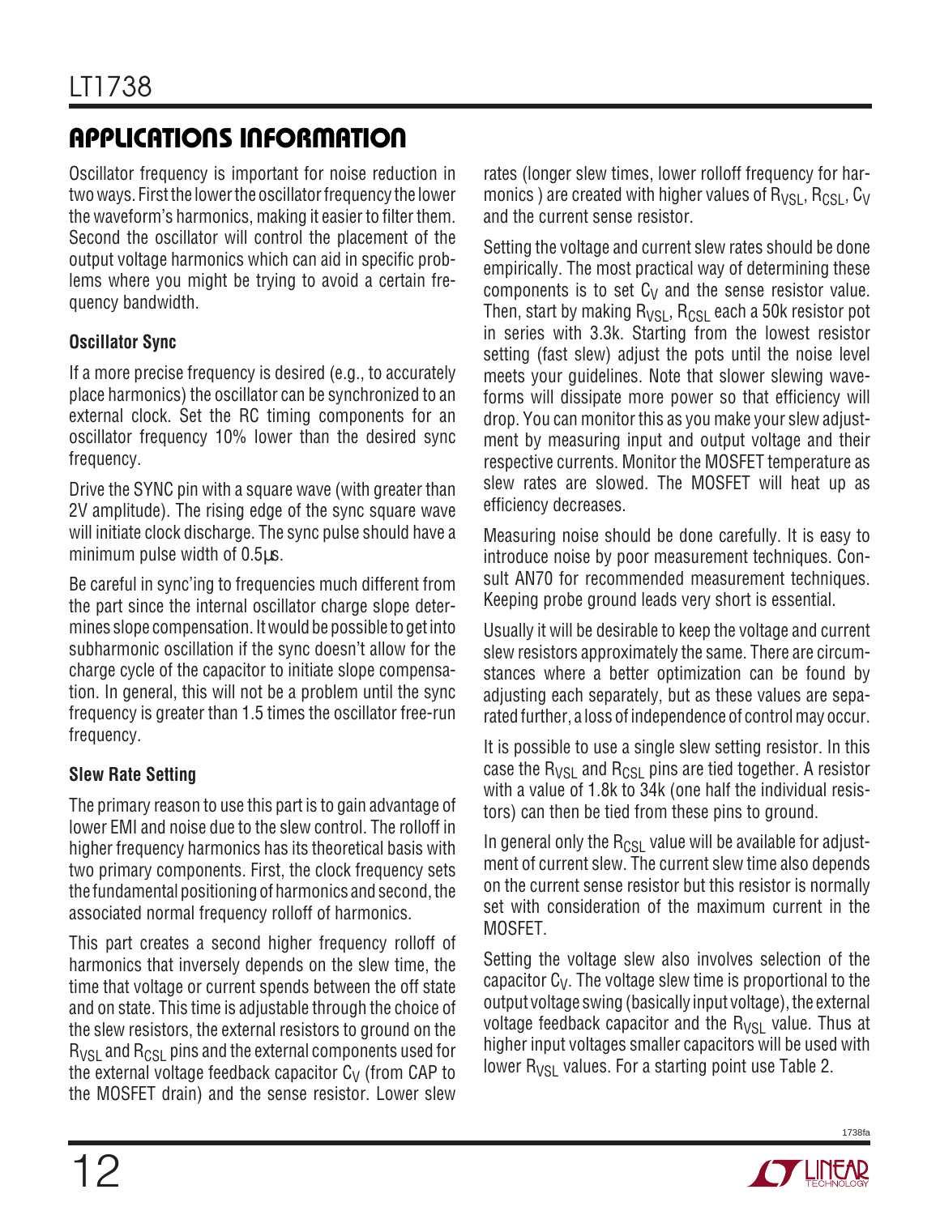## APPLICATIONS INFORMATION

Oscillator frequency is important for noise reduction in two ways. First the lower the oscillator frequency the lower the waveform's harmonics, making it easier to filter them. Second the oscillator will control the placement of the output voltage harmonics which can aid in specific problems where you might be trying to avoid a certain frequency bandwidth.

### Oscillator Sync

If a more precise frequency is desired (e.g., to accurately place harmonics) the oscillator can be synchronized to an external clock. Set the RC timing components for an oscillator frequency 10% lower than the desired sync frequency.

Drive the SYNC pin with a square wave (with greater than 2V amplitude). The rising edge of the sync square wave will initiate clock discharge. The sync pulse should have a minimum pulse width of 0.5µs.

Be careful in sync'ing to frequencies much different from the part since the internal oscillator charge slope determines slope compensation. It would be possible to get into subharmonic oscillation if the sync doesn't allow for the charge cycle of the capacitor to initiate slope compensation. In general, this will not be a problem until the sync frequency is greater than 1.5 times the oscillator free-run frequency.

### Slew Rate Setting

The primary reason to use this part is to gain advantage of lower EMI and noise due to the slew control. The rolloff in higher frequency harmonics has its theoretical basis with two primary components. First, the clock frequency sets the fundamental positioning of harmonics and second, the associated normal frequency rolloff of harmonics.

This part creates a second higher frequency rolloff of harmonics that inversely depends on the slew time, the time that voltage or current spends between the off state and on state. This time is adjustable through the choice of the slew resistors, the external resistors to ground on the $R_{VSL}$ and $R_{CSL}$ pins and the external components used for the external voltage feedback capacitor $C_V$ (from CAP to the MOSFET drain) and the sense resistor. Lower slew rates (longer slew times, lower rolloff frequency for harmonics ) are created with higher values of $R_{VSL}$, $R_{CSL}$, $C_V$ and the current sense resistor.

Setting the voltage and current slew rates should be done empirically. The most practical way of determining these components is to set $C_V$ and the sense resistor value. Then, start by making $R_{VSL}$, $R_{CSL}$ each a 50k resistor pot in series with 3.3k. Starting from the lowest resistor setting (fast slew) adjust the pots until the noise level meets your guidelines. Note that slower slewing waveforms will dissipate more power so that efficiency will drop. You can monitor this as you make your slew adjustment by measuring input and output voltage and their respective currents. Monitor the MOSFET temperature as slew rates are slowed. The MOSFET will heat up as efficiency decreases.

Measuring noise should be done carefully. It is easy to introduce noise by poor measurement techniques. Consult AN70 for recommended measurement techniques. Keeping probe ground leads very short is essential.

Usually it will be desirable to keep the voltage and current slew resistors approximately the same. There are circumstances where a better optimization can be found by adjusting each separately, but as these values are separated further, a loss of independence of control may occur.

It is possible to use a single slew setting resistor. In this case the $R_{VSL}$ and $R_{CSL}$ pins are tied together. A resistor with a value of 1.8k to 34k (one half the individual resistors) can then be tied from these pins to ground.

In general only the $R_{CSL}$ value will be available for adjustment of current slew. The current slew time also depends on the current sense resistor but this resistor is normally set with consideration of the maximum current in the MOSFET.

Setting the voltage slew also involves selection of the capacitor $C_V$. The voltage slew time is proportional to the output voltage swing (basically input voltage), the external voltage feedback capacitor and the $R_{VSL}$ value. Thus at higher input voltages smaller capacitors will be used with lower $R_{VSL}$ values. For a starting point use Table 2.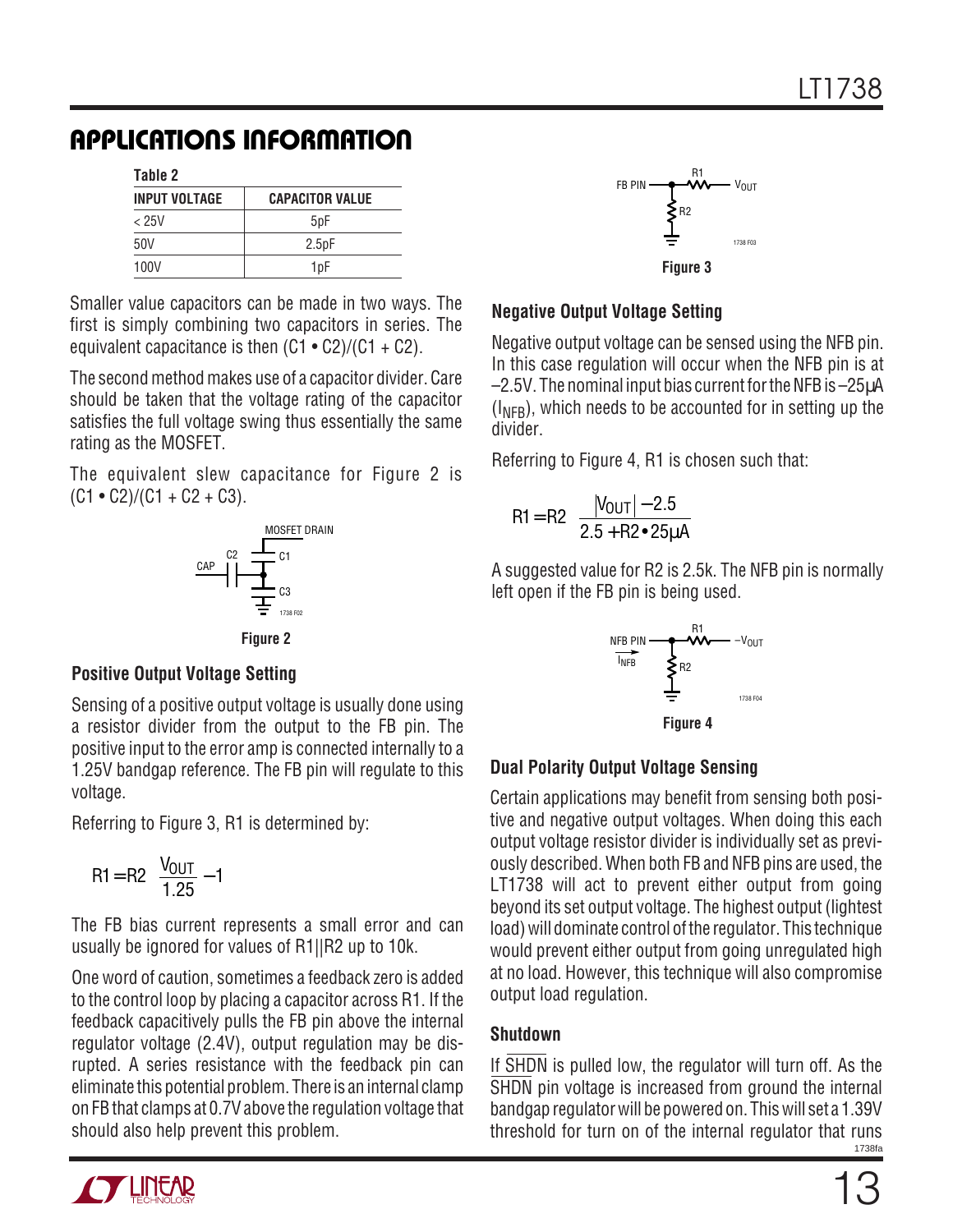## APPLICATIONS INFORMATION

Table 2

| INPUT VOLTAGE | CAPACITOR VALUE |
|---|---|
| < 25V | 5pF |
| 50V | 2.5pF |
| 100V | 1pF |

Smaller value capacitors can be made in two ways. The first is simply combining two capacitors in series. The equivalent capacitance is then (C1 • C2)/(C1 + C2).

The second method makes use of a capacitor divider. Care should be taken that the voltage rating of the capacitor satisfies the full voltage swing thus essentially the same rating as the MOSFET.

The equivalent slew capacitance for Figure 2 is (C1 • C2)/(C1 + C2 + C3).

MOSFET DRAIN
C2
CAP
C1
C3
1738 F02

Figure 2

### Positive Output Voltage Setting

Sensing of a positive output voltage is usually done using a resistor divider from the output to the FB pin. The positive input to the error amp is connected internally to a 1.25V bandgap reference. The FB pin will regulate to this voltage.

Referring to Figure 3, R1 is determined by:

$$R1 = R2\left(\frac{V_{OUT}}{1.25} - 1\right)$$

The FB bias current represents a small error and can usually be ignored for values of R1||R2 up to 10k.

One word of caution, sometimes a feedback zero is added to the control loop by placing a capacitor across R1. If the feedback capacitively pulls the FB pin above the internal regulator voltage (2.4V), output regulation may be disrupted. A series resistance with the feedback pin can eliminate this potential problem. There is an internal clamp on FB that clamps at 0.7V above the regulation voltage that should also help prevent this problem.

FB PIN
R1
$V_{OUT}$
R2
1738 F03

Figure 3

### Negative Output Voltage Setting

Negative output voltage can be sensed using the NFB pin. In this case regulation will occur when the NFB pin is at –2.5V. The nominal input bias current for the NFB is –25µA ($I_{NFB}$), which needs to be accounted for in setting up the divider.

Referring to Figure 4, R1 is chosen such that:

$$R1 = R2\left(\frac{|V_{OUT}| - 2.5}{2.5 + R2 \bullet 25\mu A}\right)$$

A suggested value for R2 is 2.5k. The NFB pin is normally left open if the FB pin is being used.

NFB PIN
$I_{NFB}$
R1
$-V_{OUT}$
R2
1738 F04

Figure 4

### Dual Polarity Output Voltage Sensing

Certain applications may benefit from sensing both positive and negative output voltages. When doing this each output voltage resistor divider is individually set as previously described. When both FB and NFB pins are used, the LT1738 will act to prevent either output from going beyond its set output voltage. The highest output (lightest load) will dominate control of the regulator. This technique would prevent either output from going unregulated high at no load. However, this technique will also compromise output load regulation.

### Shutdown

If $\overline{SHDN}$ is pulled low, the regulator will turn off. As the $\overline{SHDN}$ pin voltage is increased from ground the internal bandgap regulator will be powered on. This will set a 1.39V threshold for turn on of the internal regulator that runs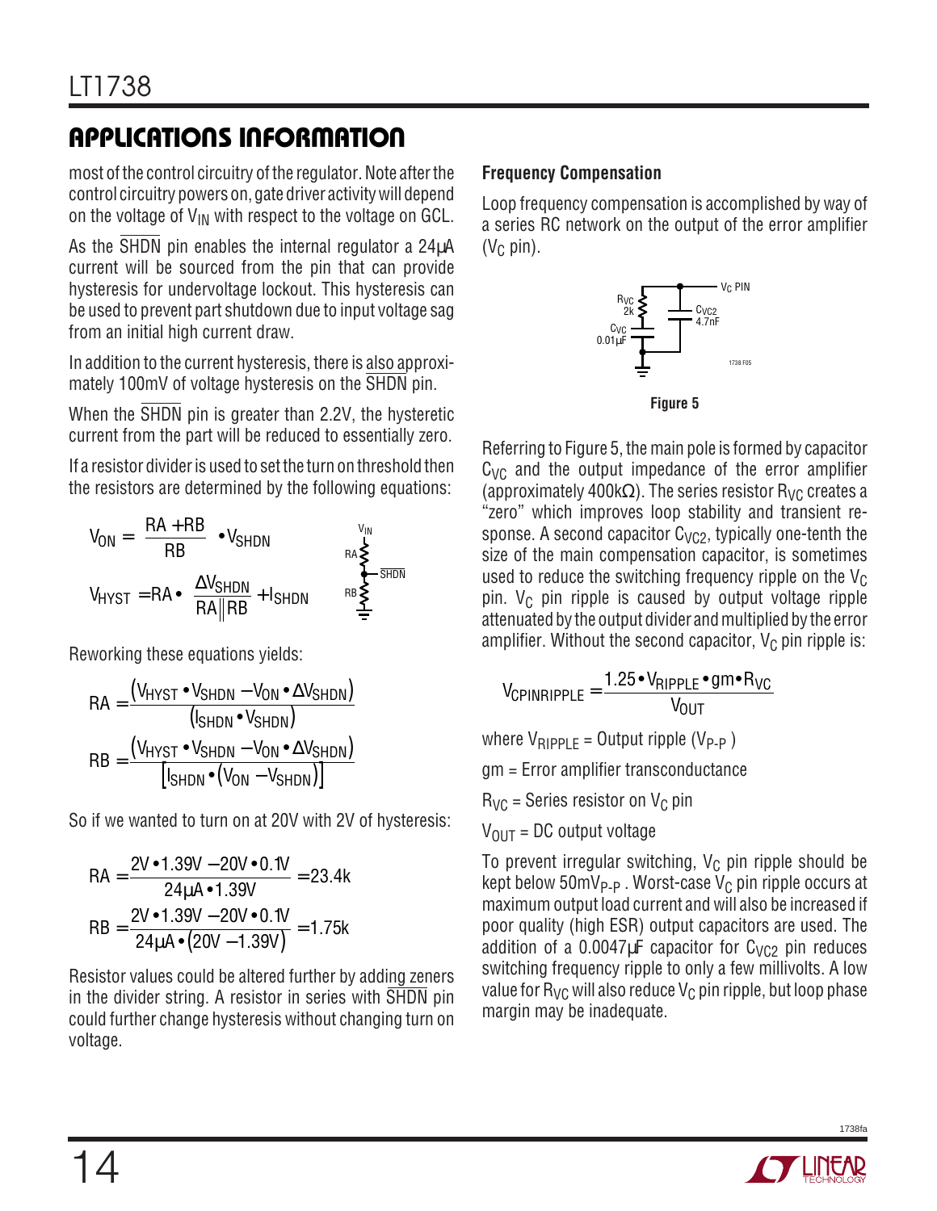## APPLICATIONS INFORMATION

most of the control circuitry of the regulator. Note after the control circuitry powers on, gate driver activity will depend on the voltage of $V_{IN}$ with respect to the voltage on GCL.

As the $\overline{SHDN}$ pin enables the internal regulator a 24µA current will be sourced from the pin that can provide hysteresis for undervoltage lockout. This hysteresis can be used to prevent part shutdown due to input voltage sag from an initial high current draw.

In addition to the current hysteresis, there is also approximately 100mV of voltage hysteresis on the $\overline{SHDN}$ pin.

When the $\overline{SHDN}$ pin is greater than 2.2V, the hysteretic current from the part will be reduced to essentially zero.

If a resistor divider is used to set the turn on threshold then the resistors are determined by the following equations:

$$V_{ON} = \frac{RA + RB}{RB} \cdot V_{SHDN}$$

$$V_{HYST} = RA \cdot \frac{\Delta V_{SHDN}}{RA \| RB} + I_{SHDN}$$

VIN
RA
SHDN
RB

Reworking these equations yields:

$$RA = \frac{(V_{HYST} \cdot V_{SHDN} - V_{ON} \cdot \Delta V_{SHDN})}{(I_{SHDN} \cdot V_{SHDN})}$$

$$RB = \frac{(V_{HYST} \cdot V_{SHDN} - V_{ON} \cdot \Delta V_{SHDN})}{[I_{SHDN} \cdot (V_{ON} - V_{SHDN})]}$$

So if we wanted to turn on at 20V with 2V of hysteresis:

$$RA = \frac{2V \cdot 1.39V - 20V \cdot 0.1V}{24\mu A \cdot 1.39V} = 23.4k$$

$$RB = \frac{2V \cdot 1.39V - 20V \cdot 0.1V}{24\mu A \cdot (20V - 1.39V)} = 1.75k$$

Resistor values could be altered further by adding zeners in the divider string. A resistor in series with $\overline{SHDN}$ pin could further change hysteresis without changing turn on voltage.

### Frequency Compensation

Loop frequency compensation is accomplished by way of a series RC network on the output of the error amplifier ($V_C$ pin).

VC PIN
RVC 2k
CVC2 4.7nF
CVC 0.01µF
1738 F05

**Figure 5**

Referring to Figure 5, the main pole is formed by capacitor $C_{VC}$ and the output impedance of the error amplifier (approximately 400kΩ). The series resistor $R_{VC}$ creates a "zero" which improves loop stability and transient response. A second capacitor $C_{VC2}$, typically one-tenth the size of the main compensation capacitor, is sometimes used to reduce the switching frequency ripple on the $V_C$ pin. $V_C$ pin ripple is caused by output voltage ripple attenuated by the output divider and multiplied by the error amplifier. Without the second capacitor, $V_C$ pin ripple is:

$$V_{CPINRIPPLE} = \frac{1.25 \cdot V_{RIPPLE} \cdot gm \cdot R_{VC}}{V_{OUT}}$$

where $V_{RIPPLE}$ = Output ripple ($V_{P-P}$)

gm = Error amplifier transconductance

$R_{VC}$ = Series resistor on $V_C$ pin

$V_{OUT}$ = DC output voltage

To prevent irregular switching, $V_C$ pin ripple should be kept below $50mV_{P-P}$. Worst-case $V_C$ pin ripple occurs at maximum output load current and will also be increased if poor quality (high ESR) output capacitors are used. The addition of a 0.0047µF capacitor for $C_{VC2}$ pin reduces switching frequency ripple to only a few millivolts. A low value for $R_{VC}$ will also reduce $V_C$ pin ripple, but loop phase margin may be inadequate.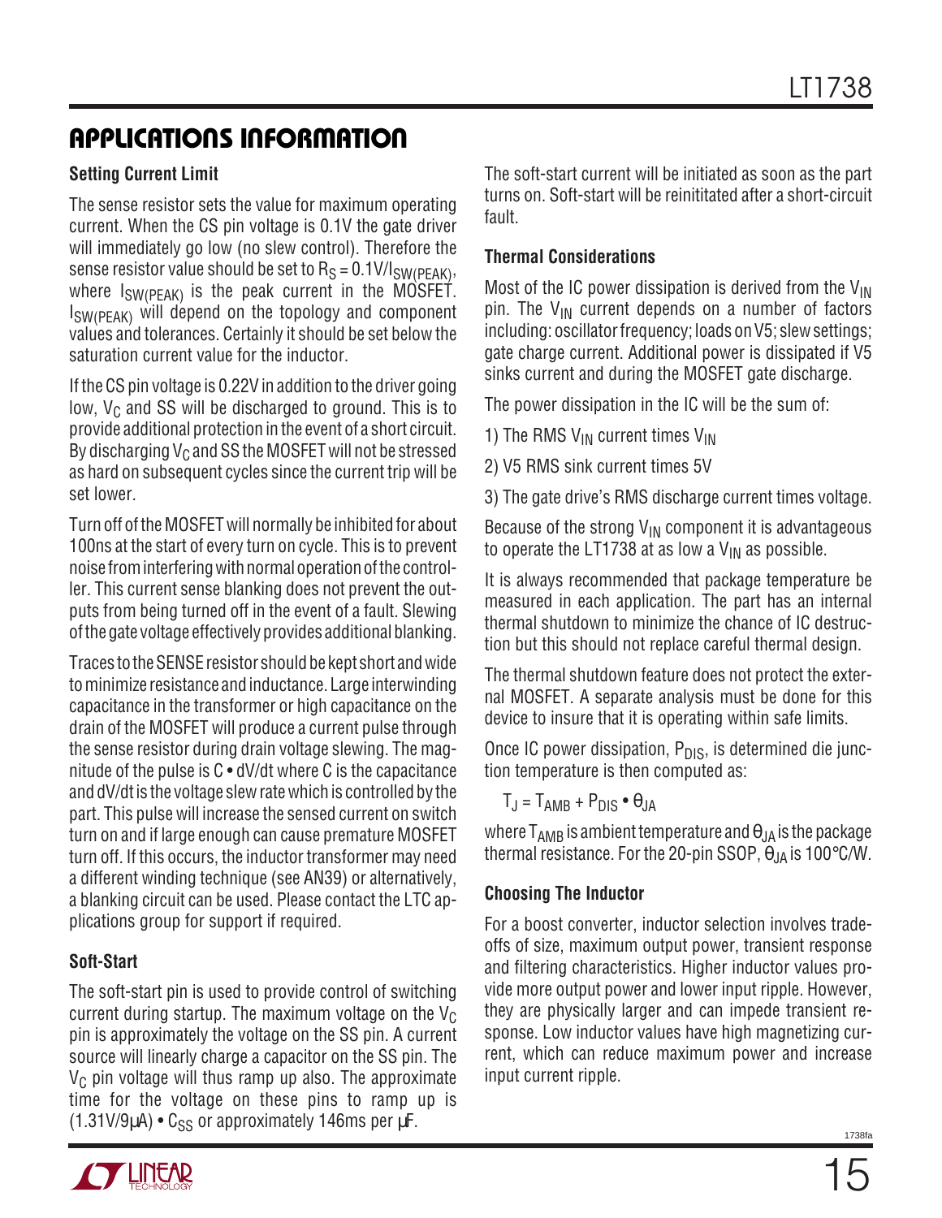## APPLICATIONS INFORMATION

### Setting Current Limit

The sense resistor sets the value for maximum operating current. When the CS pin voltage is 0.1V the gate driver will immediately go low (no slew control). Therefore the sense resistor value should be set to $R_S = 0.1V/I_{SW(PEAK)}$, where $I_{SW(PEAK)}$ is the peak current in the MOSFET. $I_{SW(PEAK)}$ will depend on the topology and component values and tolerances. Certainly it should be set below the saturation current value for the inductor.

If the CS pin voltage is 0.22V in addition to the driver going low, $V_C$ and SS will be discharged to ground. This is to provide additional protection in the event of a short circuit. By discharging $V_C$ and SS the MOSFET will not be stressed as hard on subsequent cycles since the current trip will be set lower.

Turn off of the MOSFET will normally be inhibited for about 100ns at the start of every turn on cycle. This is to prevent noise from interfering with normal operation of the controller. This current sense blanking does not prevent the outputs from being turned off in the event of a fault. Slewing of the gate voltage effectively provides additional blanking.

Traces to the SENSE resistor should be kept short and wide to minimize resistance and inductance. Large interwinding capacitance in the transformer or high capacitance on the drain of the MOSFET will produce a current pulse through the sense resistor during drain voltage slewing. The magnitude of the pulse is C • dV/dt where C is the capacitance and dV/dt is the voltage slew rate which is controlled by the part. This pulse will increase the sensed current on switch turn on and if large enough can cause premature MOSFET turn off. If this occurs, the inductor transformer may need a different winding technique (see AN39) or alternatively, a blanking circuit can be used. Please contact the LTC applications group for support if required.

### Soft-Start

The soft-start pin is used to provide control of switching current during startup. The maximum voltage on the $V_C$ pin is approximately the voltage on the SS pin. A current source will linearly charge a capacitor on the SS pin. The $V_C$ pin voltage will thus ramp up also. The approximate time for the voltage on these pins to ramp up is $(1.31V/9\mu A) \cdot C_{SS}$ or approximately 146ms per µF.

The soft-start current will be initiated as soon as the part turns on. Soft-start will be reinititated after a short-circuit fault.

### Thermal Considerations

Most of the IC power dissipation is derived from the $V_{IN}$ pin. The $V_{IN}$ current depends on a number of factors including: oscillator frequency; loads on V5; slew settings; gate charge current. Additional power is dissipated if V5 sinks current and during the MOSFET gate discharge.

The power dissipation in the IC will be the sum of:

1) The RMS $V_{IN}$ current times $V_{IN}$

2) V5 RMS sink current times 5V

3) The gate drive's RMS discharge current times voltage.

Because of the strong $V_{IN}$ component it is advantageous to operate the LT1738 at as low a $V_{IN}$ as possible.

It is always recommended that package temperature be measured in each application. The part has an internal thermal shutdown to minimize the chance of IC destruction but this should not replace careful thermal design.

The thermal shutdown feature does not protect the external MOSFET. A separate analysis must be done for this device to insure that it is operating within safe limits.

Once IC power dissipation, $P_{DIS}$, is determined die junction temperature is then computed as:

$$T_J = T_{AMB} + P_{DIS} \cdot \theta_{JA}$$

where $T_{AMB}$ is ambient temperature and $\theta_{JA}$ is the package thermal resistance. For the 20-pin SSOP, $\theta_{JA}$ is 100°C/W.

### Choosing The Inductor

For a boost converter, inductor selection involves tradeoffs of size, maximum output power, transient response and filtering characteristics. Higher inductor values provide more output power and lower input ripple. However, they are physically larger and can impede transient response. Low inductor values have high magnetizing current, which can reduce maximum power and increase input current ripple.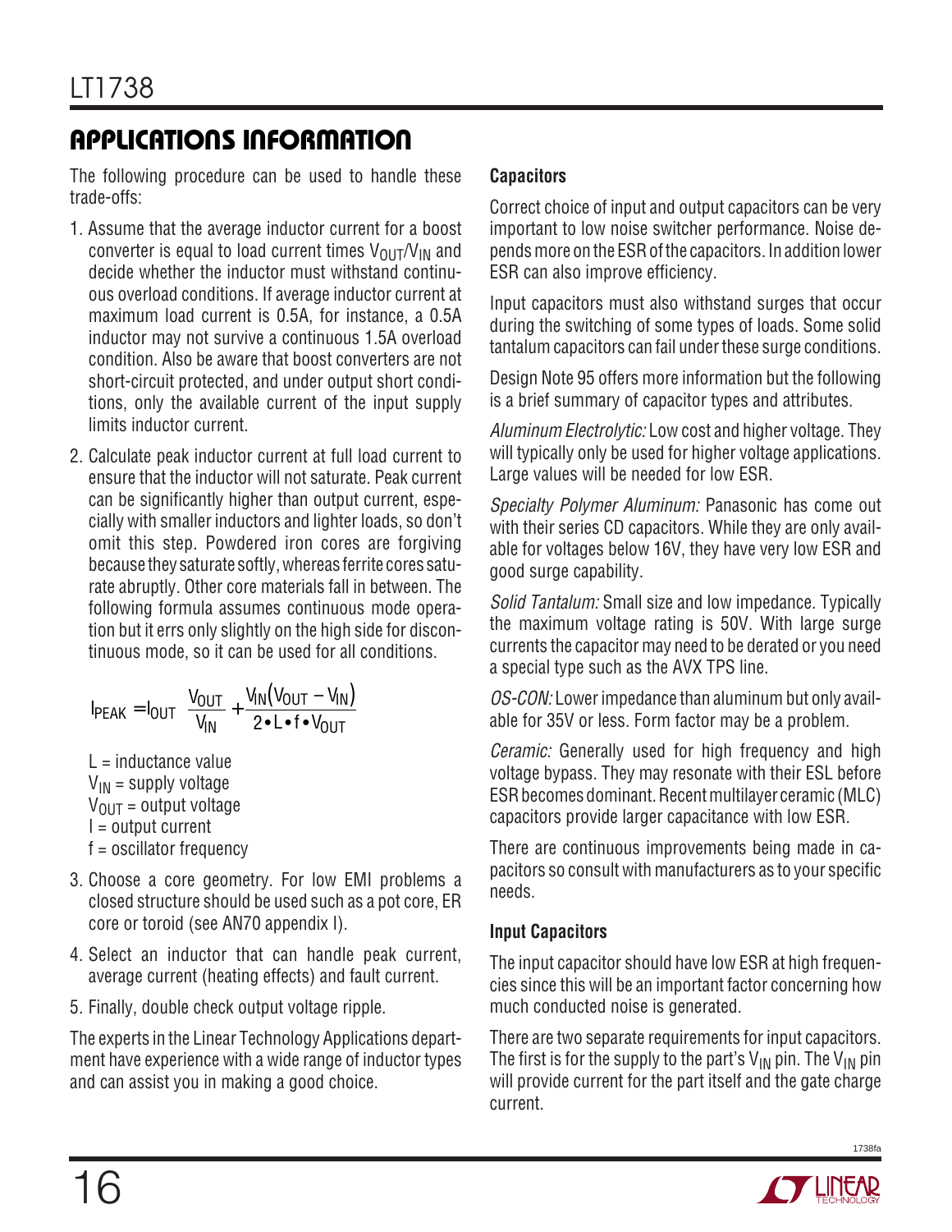## APPLICATIONS INFORMATION

The following procedure can be used to handle these trade-offs:

1. Assume that the average inductor current for a boost converter is equal to load current times $V_{OUT}/V_{IN}$ and decide whether the inductor must withstand continuous overload conditions. If average inductor current at maximum load current is 0.5A, for instance, a 0.5A inductor may not survive a continuous 1.5A overload condition. Also be aware that boost converters are not short-circuit protected, and under output short conditions, only the available current of the input supply limits inductor current.

2. Calculate peak inductor current at full load current to ensure that the inductor will not saturate. Peak current can be significantly higher than output current, especially with smaller inductors and lighter loads, so don't omit this step. Powdered iron cores are forgiving because they saturate softly, whereas ferrite cores saturate abruptly. Other core materials fall in between. The following formula assumes continuous mode operation but it errs only slightly on the high side for discontinuous mode, so it can be used for all conditions.

$$I_{PEAK} = I_{OUT} \frac{V_{OUT}}{V_{IN}} + \frac{V_{IN}(V_{OUT} - V_{IN})}{2 \bullet L \bullet f \bullet V_{OUT}}$$

   L = inductance value
   $V_{IN}$ = supply voltage
   $V_{OUT}$ = output voltage
   I = output current
   f = oscillator frequency

3. Choose a core geometry. For low EMI problems a closed structure should be used such as a pot core, ER core or toroid (see AN70 appendix I).

4. Select an inductor that can handle peak current, average current (heating effects) and fault current.

5. Finally, double check output voltage ripple.

The experts in the Linear Technology Applications department have experience with a wide range of inductor types and can assist you in making a good choice.

### Capacitors

Correct choice of input and output capacitors can be very important to low noise switcher performance. Noise depends more on the ESR of the capacitors. In addition lower ESR can also improve efficiency.

Input capacitors must also withstand surges that occur during the switching of some types of loads. Some solid tantalum capacitors can fail under these surge conditions.

Design Note 95 offers more information but the following is a brief summary of capacitor types and attributes.

*Aluminum Electrolytic:* Low cost and higher voltage. They will typically only be used for higher voltage applications. Large values will be needed for low ESR.

*Specialty Polymer Aluminum:* Panasonic has come out with their series CD capacitors. While they are only available for voltages below 16V, they have very low ESR and good surge capability.

*Solid Tantalum:* Small size and low impedance. Typically the maximum voltage rating is 50V. With large surge currents the capacitor may need to be derated or you need a special type such as the AVX TPS line.

*OS-CON:* Lower impedance than aluminum but only available for 35V or less. Form factor may be a problem.

*Ceramic:* Generally used for high frequency and high voltage bypass. They may resonate with their ESL before ESR becomes dominant. Recent multilayer ceramic (MLC) capacitors provide larger capacitance with low ESR.

There are continuous improvements being made in capacitors so consult with manufacturers as to your specific needs.

### Input Capacitors

The input capacitor should have low ESR at high frequencies since this will be an important factor concerning how much conducted noise is generated.

There are two separate requirements for input capacitors. The first is for the supply to the part's $V_{IN}$ pin. The $V_{IN}$ pin will provide current for the part itself and the gate charge current.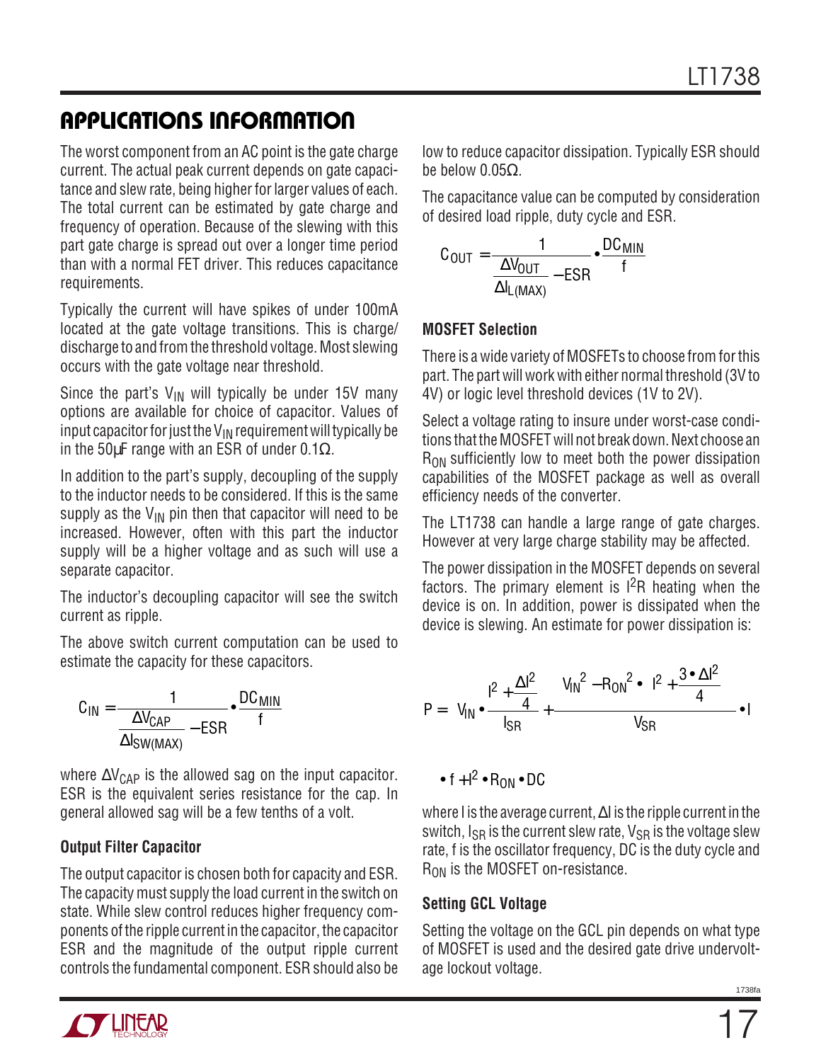## APPLICATIONS INFORMATION

The worst component from an AC point is the gate charge current. The actual peak current depends on gate capacitance and slew rate, being higher for larger values of each. The total current can be estimated by gate charge and frequency of operation. Because of the slewing with this part gate charge is spread out over a longer time period than with a normal FET driver. This reduces capacitance requirements.

Typically the current will have spikes of under 100mA located at the gate voltage transitions. This is charge/discharge to and from the threshold voltage. Most slewing occurs with the gate voltage near threshold.

Since the part's $V_{IN}$ will typically be under 15V many options are available for choice of capacitor. Values of input capacitor for just the $V_{IN}$ requirement will typically be in the 50µF range with an ESR of under 0.1Ω.

In addition to the part's supply, decoupling of the supply to the inductor needs to be considered. If this is the same supply as the $V_{IN}$ pin then that capacitor will need to be increased. However, often with this part the inductor supply will be a higher voltage and as such will use a separate capacitor.

The inductor's decoupling capacitor will see the switch current as ripple.

The above switch current computation can be used to estimate the capacity for these capacitors.

$$C_{IN} = \frac{1}{\dfrac{\Delta V_{CAP}}{\Delta I_{SW(MAX)}} - ESR} \bullet \frac{DC_{MIN}}{f}$$

where $\Delta V_{CAP}$ is the allowed sag on the input capacitor. ESR is the equivalent series resistance for the cap. In general allowed sag will be a few tenths of a volt.

### Output Filter Capacitor

The output capacitor is chosen both for capacity and ESR. The capacity must supply the load current in the switch on state. While slew control reduces higher frequency components of the ripple current in the capacitor, the capacitor ESR and the magnitude of the output ripple current controls the fundamental component. ESR should also be low to reduce capacitor dissipation. Typically ESR should be below 0.05Ω.

The capacitance value can be computed by consideration of desired load ripple, duty cycle and ESR.

$$C_{OUT} = \frac{1}{\dfrac{\Delta V_{OUT}}{\Delta I_{L(MAX)}} - ESR} \bullet \frac{DC_{MIN}}{f}$$

### MOSFET Selection

There is a wide variety of MOSFETs to choose from for this part. The part will work with either normal threshold (3V to 4V) or logic level threshold devices (1V to 2V).

Select a voltage rating to insure under worst-case conditions that the MOSFET will not break down. Next choose an $R_{ON}$ sufficiently low to meet both the power dissipation capabilities of the MOSFET package as well as overall efficiency needs of the converter.

The LT1738 can handle a large range of gate charges. However at very large charge stability may be affected.

The power dissipation in the MOSFET depends on several factors. The primary element is $I^2R$ heating when the device is on. In addition, power is dissipated when the device is slewing. An estimate for power dissipation is:

$$P = \left( V_{IN} \bullet \frac{\sqrt{I^2 + \dfrac{\Delta I^2}{4}}}{I_{SR}} + \frac{\sqrt{V_{IN}^2 - R_{ON}^2 \bullet \left(I^2 + \dfrac{3 \bullet \Delta I^2}{4}\right)}}{V_{SR}} \right) \bullet I \bullet f + I^2 \bullet R_{ON} \bullet DC$$

where I is the average current, ΔI is the ripple current in the switch, $I_{SR}$ is the current slew rate, $V_{SR}$ is the voltage slew rate, f is the oscillator frequency, DC is the duty cycle and $R_{ON}$ is the MOSFET on-resistance.

### Setting GCL Voltage

Setting the voltage on the GCL pin depends on what type of MOSFET is used and the desired gate drive undervoltage lockout voltage.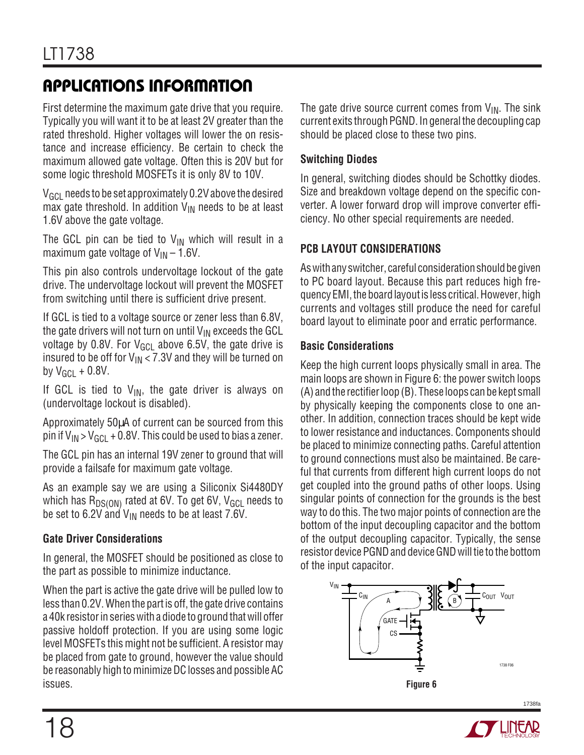## APPLICATIONS INFORMATION

First determine the maximum gate drive that you require. Typically you will want it to be at least 2V greater than the rated threshold. Higher voltages will lower the on resistance and increase efficiency. Be certain to check the maximum allowed gate voltage. Often this is 20V but for some logic threshold MOSFETs it is only 8V to 10V.

$V_{GCL}$ needs to be set approximately 0.2V above the desired max gate threshold. In addition $V_{IN}$ needs to be at least 1.6V above the gate voltage.

The GCL pin can be tied to $V_{IN}$ which will result in a maximum gate voltage of $V_{IN}$ – 1.6V.

This pin also controls undervoltage lockout of the gate drive. The undervoltage lockout will prevent the MOSFET from switching until there is sufficient drive present.

If GCL is tied to a voltage source or zener less than 6.8V, the gate drivers will not turn on until $V_{IN}$ exceeds the GCL voltage by 0.8V. For $V_{GCL}$ above 6.5V, the gate drive is insured to be off for $V_{IN}$ < 7.3V and they will be turned on by $V_{GCL}$ + 0.8V.

If GCL is tied to $V_{IN}$, the gate driver is always on (undervoltage lockout is disabled).

Approximately 50μA of current can be sourced from this pin if $V_{IN} > V_{GCL} + 0.8V$. This could be used to bias a zener.

The GCL pin has an internal 19V zener to ground that will provide a failsafe for maximum gate voltage.

As an example say we are using a Siliconix Si4480DY which has $R_{DS(ON)}$ rated at 6V. To get 6V, $V_{GCL}$ needs to be set to 6.2V and $V_{IN}$ needs to be at least 7.6V.

### Gate Driver Considerations

In general, the MOSFET should be positioned as close to the part as possible to minimize inductance.

When the part is active the gate drive will be pulled low to less than 0.2V. When the part is off, the gate drive contains a 40k resistor in series with a diode to ground that will offer passive holdoff protection. If you are using some logic level MOSFETs this might not be sufficient. A resistor may be placed from gate to ground, however the value should be reasonably high to minimize DC losses and possible AC issues.

The gate drive source current comes from $V_{IN}$. The sink current exits through PGND. In general the decoupling cap should be placed close to these two pins.

### Switching Diodes

In general, switching diodes should be Schottky diodes. Size and breakdown voltage depend on the specific converter. A lower forward drop will improve converter efficiency. No other special requirements are needed.

## PCB LAYOUT CONSIDERATIONS

As with any switcher, careful consideration should be given to PC board layout. Because this part reduces high frequency EMI, the board layout is less critical. However, high currents and voltages still produce the need for careful board layout to eliminate poor and erratic performance.

### Basic Considerations

Keep the high current loops physically small in area. The main loops are shown in Figure 6: the power switch loops (A) and the rectifier loop (B). These loops can be kept small by physically keeping the components close to one another. In addition, connection traces should be kept wide to lower resistance and inductances. Components should be placed to minimize connecting paths. Careful attention to ground connections must also be maintained. Be careful that currents from different high current loops do not get coupled into the ground paths of other loops. Using singular points of connection for the grounds is the best way to do this. The two major points of connection are the bottom of the input decoupling capacitor and the bottom of the output decoupling capacitor. Typically, the sense resistor device PGND and device GND will tie to the bottom of the input capacitor.

$V_{IN}$
$C_{IN}$
A
B
$C_{OUT}$
$V_{OUT}$
GATE
CS
1738 F06

Figure 6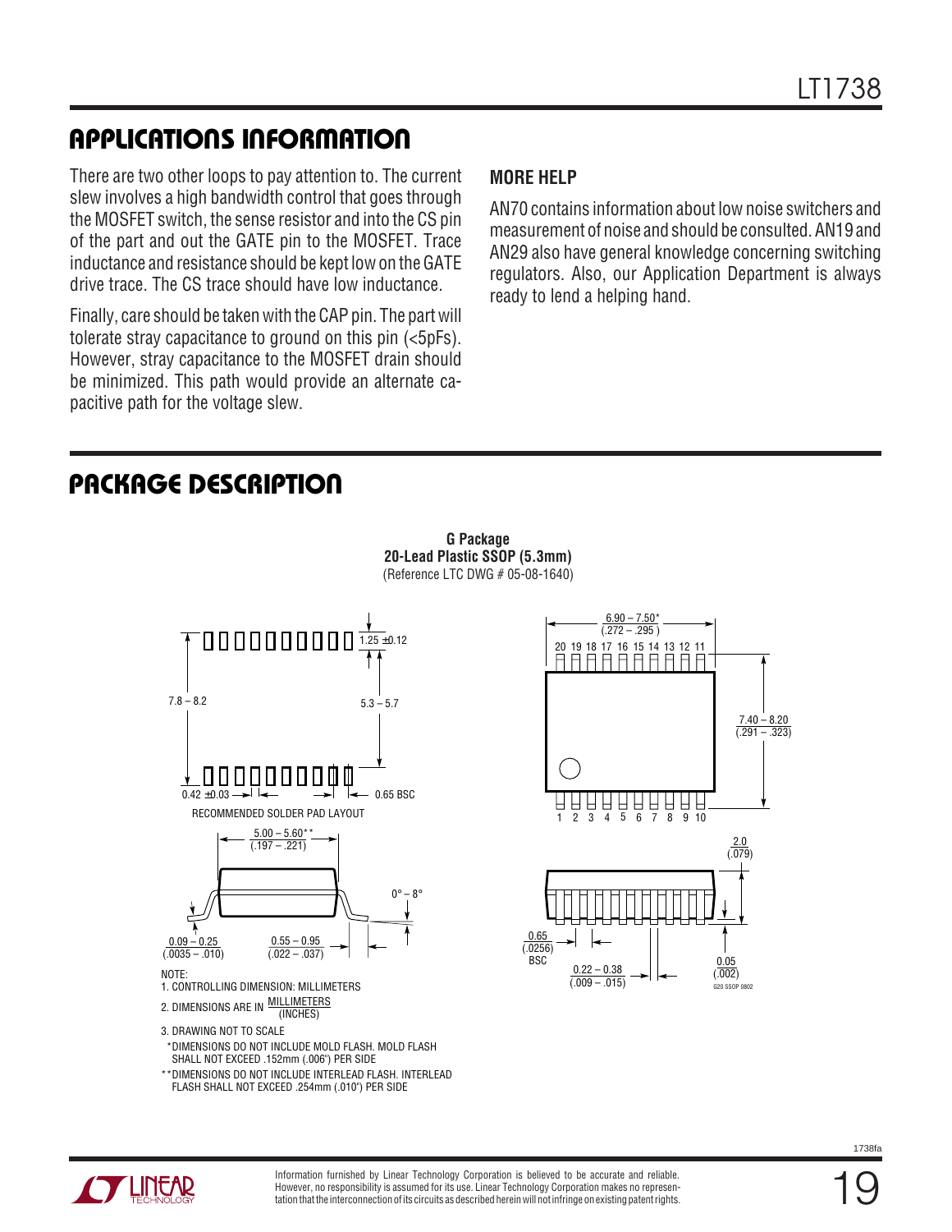## APPLICATIONS INFORMATION

There are two other loops to pay attention to. The current slew involves a high bandwidth control that goes through the MOSFET switch, the sense resistor and into the CS pin of the part and out the GATE pin to the MOSFET. Trace inductance and resistance should be kept low on the GATE drive trace. The CS trace should have low inductance.

Finally, care should be taken with the CAP pin. The part will tolerate stray capacitance to ground on this pin (<5pFs). However, stray capacitance to the MOSFET drain should be minimized. This path would provide an alternate capacitive path for the voltage slew.

**MORE HELP**

AN70 contains information about low noise switchers and measurement of noise and should be consulted. AN19 and AN29 also have general knowledge concerning switching regulators. Also, our Application Department is always ready to lend a helping hand.

## PACKAGE DESCRIPTION

**G Package**
**20-Lead Plastic SSOP (5.3mm)**
(Reference LTC DWG # 05-08-1640)

1.25 ±0.12
7.8 – 8.2
5.3 – 5.7
0.42 ±0.03
0.65 BSC
RECOMMENDED SOLDER PAD LAYOUT

6.90 – 7.50* (.272 – .295)
20 19 18 17 16 15 14 13 12 11
7.40 – 8.20 (.291 – .323)
1 2 3 4 5 6 7 8 9 10

5.00 – 5.60** (.197 – .221)
0° – 8°
0.09 – 0.25 (.0035 – .010)
0.55 – 0.95 (.022 – .037)

2.0 (.079)
0.65 (.0256) BSC
0.22 – 0.38 (.009 – .015)
0.05 (.002)
G20 SSOP 0802

NOTE:
1. CONTROLLING DIMENSION: MILLIMETERS
2. DIMENSIONS ARE IN MILLIMETERS (INCHES)
3. DRAWING NOT TO SCALE

*DIMENSIONS DO NOT INCLUDE MOLD FLASH. MOLD FLASH SHALL NOT EXCEED .152mm (.006") PER SIDE

**DIMENSIONS DO NOT INCLUDE INTERLEAD FLASH. INTERLEAD FLASH SHALL NOT EXCEED .254mm (.010") PER SIDE

Information furnished by Linear Technology Corporation is believed to be accurate and reliable. However, no responsibility is assumed for its use. Linear Technology Corporation makes no representation that the interconnection of its circuits as described herein will not infringe on existing patent rights.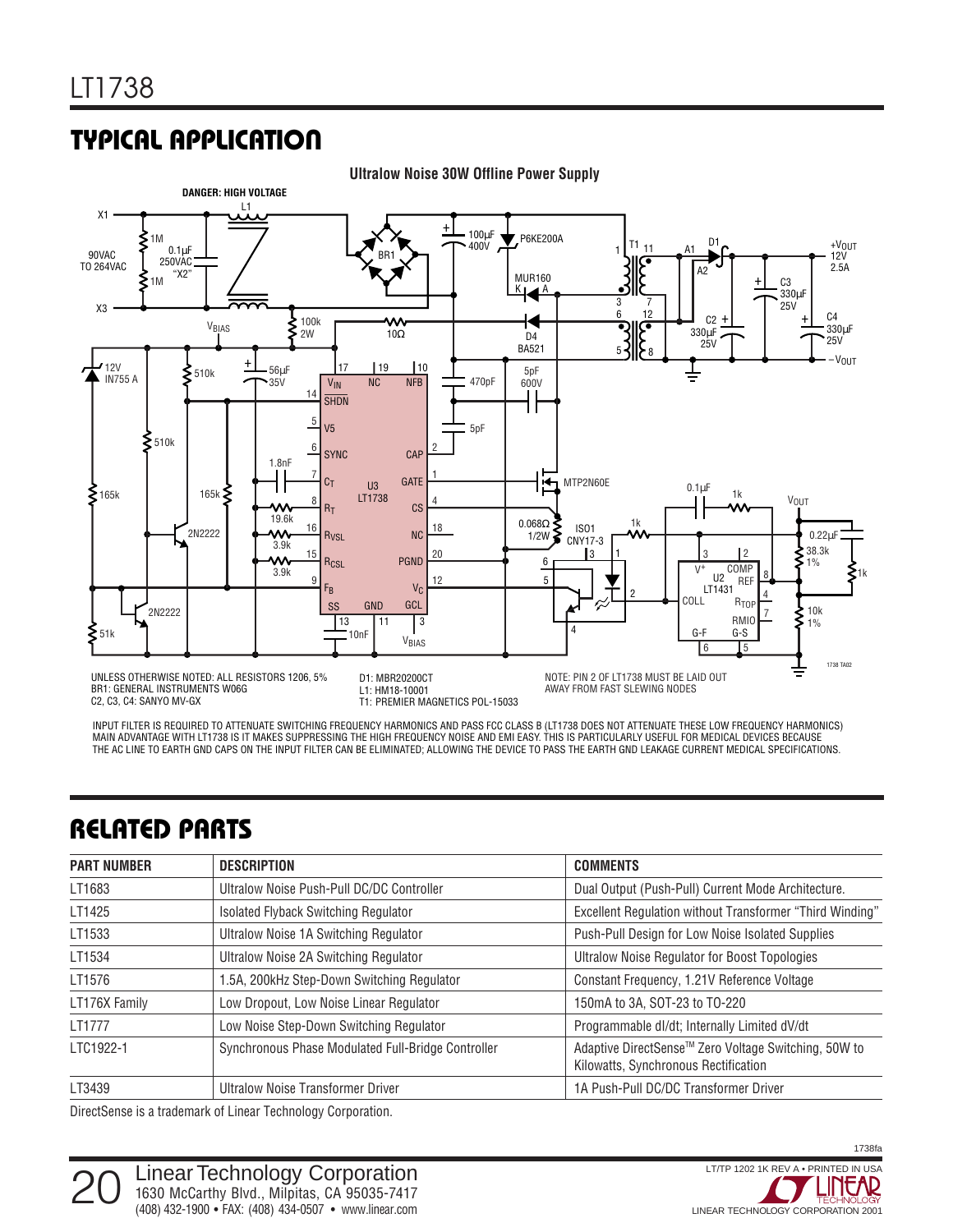## TYPICAL APPLICATION

**Ultralow Noise 30W Offline Power Supply**

DANGER: HIGH VOLTAGE

UNLESS OTHERWISE NOTED: ALL RESISTORS 1206, 5%
BR1: GENERAL INSTRUMENTS W06G
C2, C3, C4: SANYO MV-GX

D1: MBR20200CT
L1: HM18-10001
T1: PREMIER MAGNETICS POL-15033

NOTE: PIN 2 OF LT1738 MUST BE LAID OUT AWAY FROM FAST SLEWING NODES

INPUT FILTER IS REQUIRED TO ATTENUATE SWITCHING FREQUENCY HARMONICS AND PASS FCC CLASS B (LT1738 DOES NOT ATTENUATE THESE LOW FREQUENCY HARMONICS) MAIN ADVANTAGE WITH LT1738 IS IT MAKES SUPPRESSING THE HIGH FREQUENCY NOISE AND EMI EASY. THIS IS PARTICULARLY USEFUL FOR MEDICAL DEVICES BECAUSE THE AC LINE TO EARTH GND CAPS ON THE INPUT FILTER CAN BE ELIMINATED; ALLOWING THE DEVICE TO PASS THE EARTH GND LEAKAGE CURRENT MEDICAL SPECIFICATIONS.

## RELATED PARTS

| PART NUMBER | DESCRIPTION | COMMENTS |
|---|---|---|
| LT1683 | Ultralow Noise Push-Pull DC/DC Controller | Dual Output (Push-Pull) Current Mode Architecture. |
| LT1425 | Isolated Flyback Switching Regulator | Excellent Regulation without Transformer "Third Winding" |
| LT1533 | Ultralow Noise 1A Switching Regulator | Push-Pull Design for Low Noise Isolated Supplies |
| LT1534 | Ultralow Noise 2A Switching Regulator | Ultralow Noise Regulator for Boost Topologies |
| LT1576 | 1.5A, 200kHz Step-Down Switching Regulator | Constant Frequency, 1.21V Reference Voltage |
| LT176X Family | Low Dropout, Low Noise Linear Regulator | 150mA to 3A, SOT-23 to TO-220 |
| LT1777 | Low Noise Step-Down Switching Regulator | Programmable dI/dt; Internally Limited dV/dt |
| LTC1922-1 | Synchronous Phase Modulated Full-Bridge Controller | Adaptive DirectSense™ Zero Voltage Switching, 50W to Kilowatts, Synchronous Rectification |
| LT3439 | Ultralow Noise Transformer Driver | 1A Push-Pull DC/DC Transformer Driver |

DirectSense is a trademark of Linear Technology Corporation.

Linear Technology Corporation
1630 McCarthy Blvd., Milpitas, CA 95035-7417
(408) 432-1900 • FAX: (408) 434-0507 • www.linear.com

LT/TP 1202 1K REV A • PRINTED IN USA
© LINEAR TECHNOLOGY CORPORATION 2001